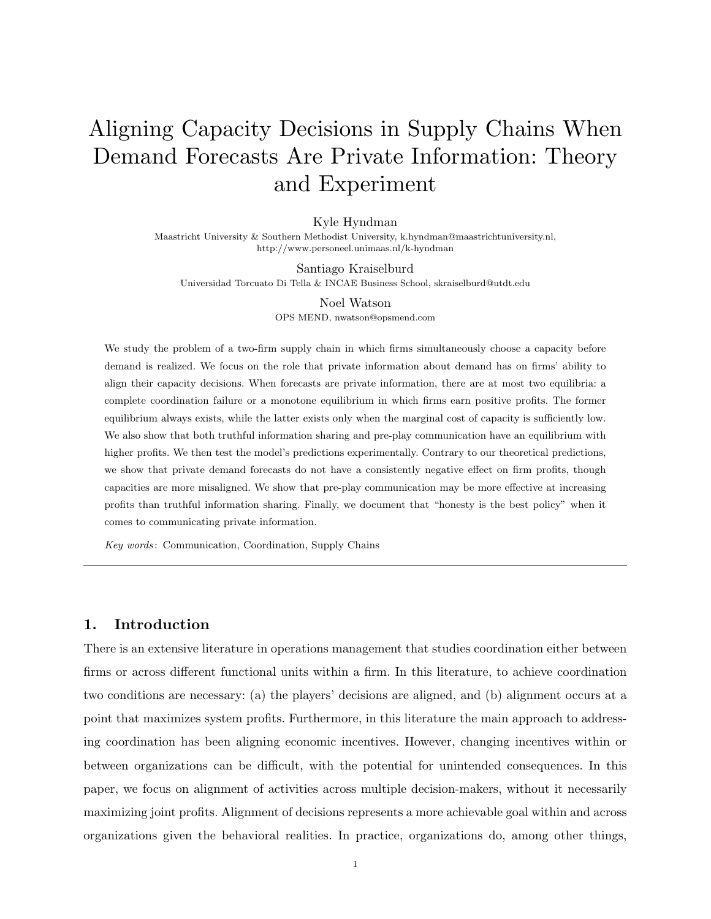# Aligning Capacity Decisions in Supply Chains When Demand Forecasts Are Private Information: Theory and Experiment

Kyle Hyndman
Maastricht University & Southern Methodist University, k.hyndman@maastrichtuniversity.nl, http://www.personeel.unimaas.nl/k-hyndman

Santiago Kraiselburd
Universidad Torcuato Di Tella & INCAE Business School, skraiselburd@utdt.edu

Noel Watson
OPS MEND, nwatson@opsmend.com

We study the problem of a two-firm supply chain in which firms simultaneously choose a capacity before demand is realized. We focus on the role that private information about demand has on firms' ability to align their capacity decisions. When forecasts are private information, there are at most two equilibria: a complete coordination failure or a monotone equilibrium in which firms earn positive profits. The former equilibrium always exists, while the latter exists only when the marginal cost of capacity is sufficiently low. We also show that both truthful information sharing and pre-play communication have an equilibrium with higher profits. We then test the model's predictions experimentally. Contrary to our theoretical predictions, we show that private demand forecasts do not have a consistently negative effect on firm profits, though capacities are more misaligned. We show that pre-play communication may be more effective at increasing profits than truthful information sharing. Finally, we document that "honesty is the best policy" when it comes to communicating private information.

*Key words*: Communication, Coordination, Supply Chains

## 1. Introduction

There is an extensive literature in operations management that studies coordination either between firms or across different functional units within a firm. In this literature, to achieve coordination two conditions are necessary: (a) the players' decisions are aligned, and (b) alignment occurs at a point that maximizes system profits. Furthermore, in this literature the main approach to addressing coordination has been aligning economic incentives. However, changing incentives within or between organizations can be difficult, with the potential for unintended consequences. In this paper, we focus on alignment of activities across multiple decision-makers, without it necessarily maximizing joint profits. Alignment of decisions represents a more achievable goal within and across organizations given the behavioral realities. In practice, organizations do, among other things,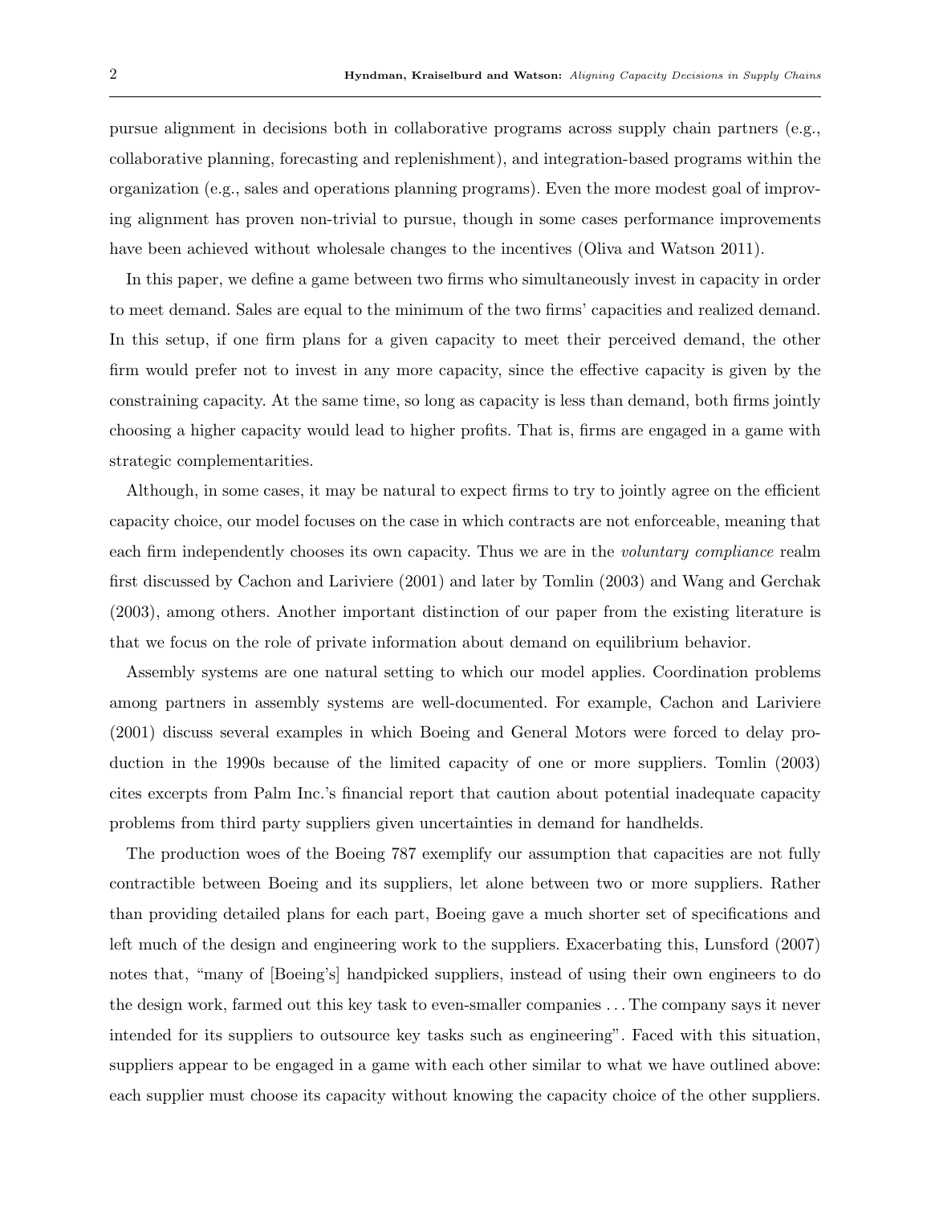pursue alignment in decisions both in collaborative programs across supply chain partners (e.g., collaborative planning, forecasting and replenishment), and integration-based programs within the organization (e.g., sales and operations planning programs). Even the more modest goal of improving alignment has proven non-trivial to pursue, though in some cases performance improvements have been achieved without wholesale changes to the incentives (Oliva and Watson 2011).

In this paper, we define a game between two firms who simultaneously invest in capacity in order to meet demand. Sales are equal to the minimum of the two firms' capacities and realized demand. In this setup, if one firm plans for a given capacity to meet their perceived demand, the other firm would prefer not to invest in any more capacity, since the effective capacity is given by the constraining capacity. At the same time, so long as capacity is less than demand, both firms jointly choosing a higher capacity would lead to higher profits. That is, firms are engaged in a game with strategic complementarities.

Although, in some cases, it may be natural to expect firms to try to jointly agree on the efficient capacity choice, our model focuses on the case in which contracts are not enforceable, meaning that each firm independently chooses its own capacity. Thus we are in the *voluntary compliance* realm first discussed by Cachon and Lariviere (2001) and later by Tomlin (2003) and Wang and Gerchak (2003), among others. Another important distinction of our paper from the existing literature is that we focus on the role of private information about demand on equilibrium behavior.

Assembly systems are one natural setting to which our model applies. Coordination problems among partners in assembly systems are well-documented. For example, Cachon and Lariviere (2001) discuss several examples in which Boeing and General Motors were forced to delay production in the 1990s because of the limited capacity of one or more suppliers. Tomlin (2003) cites excerpts from Palm Inc.'s financial report that caution about potential inadequate capacity problems from third party suppliers given uncertainties in demand for handhelds.

The production woes of the Boeing 787 exemplify our assumption that capacities are not fully contractible between Boeing and its suppliers, let alone between two or more suppliers. Rather than providing detailed plans for each part, Boeing gave a much shorter set of specifications and left much of the design and engineering work to the suppliers. Exacerbating this, Lunsford (2007) notes that, "many of [Boeing's] handpicked suppliers, instead of using their own engineers to do the design work, farmed out this key task to even-smaller companies ... The company says it never intended for its suppliers to outsource key tasks such as engineering". Faced with this situation, suppliers appear to be engaged in a game with each other similar to what we have outlined above: each supplier must choose its capacity without knowing the capacity choice of the other suppliers.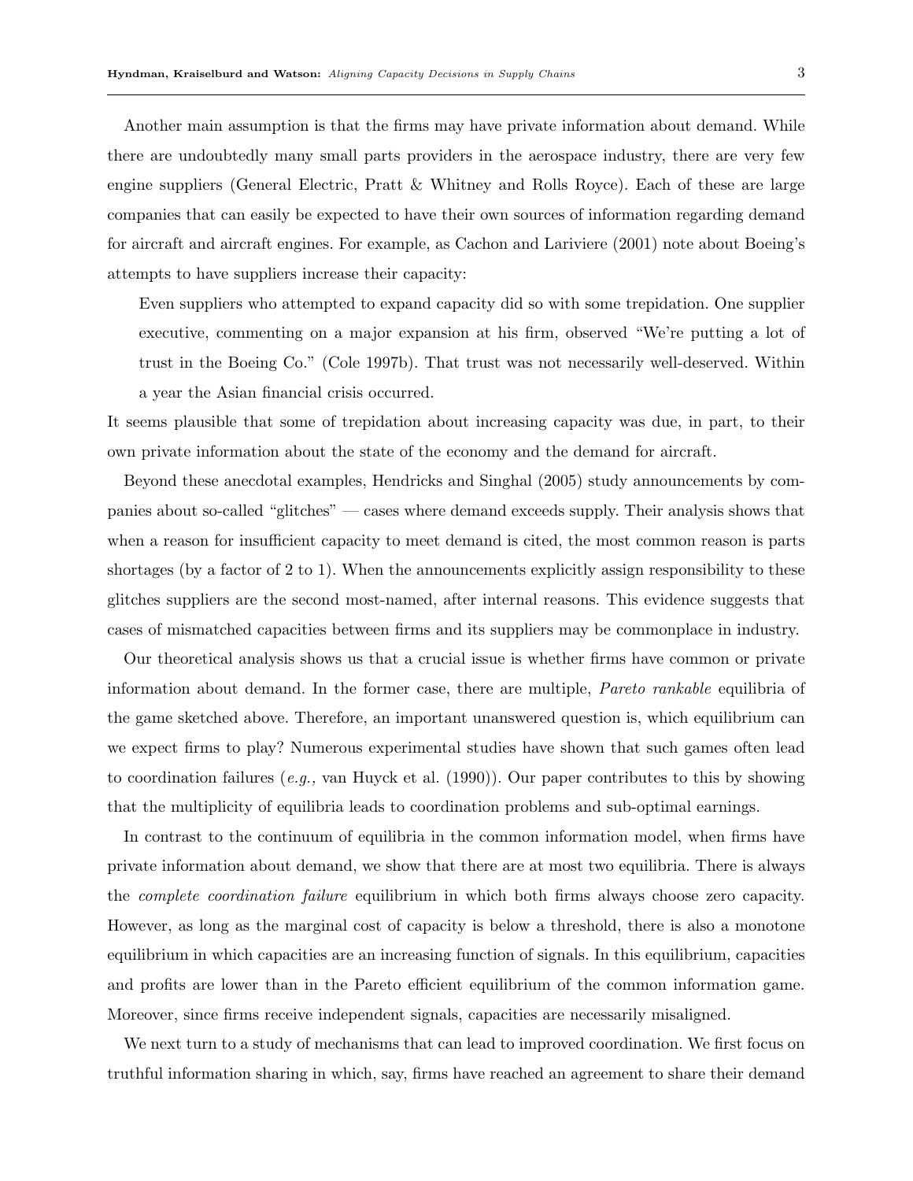Another main assumption is that the firms may have private information about demand. While there are undoubtedly many small parts providers in the aerospace industry, there are very few engine suppliers (General Electric, Pratt & Whitney and Rolls Royce). Each of these are large companies that can easily be expected to have their own sources of information regarding demand for aircraft and aircraft engines. For example, as Cachon and Lariviere (2001) note about Boeing's attempts to have suppliers increase their capacity:

> Even suppliers who attempted to expand capacity did so with some trepidation. One supplier executive, commenting on a major expansion at his firm, observed "We're putting a lot of trust in the Boeing Co." (Cole 1997b). That trust was not necessarily well-deserved. Within a year the Asian financial crisis occurred.

It seems plausible that some of trepidation about increasing capacity was due, in part, to their own private information about the state of the economy and the demand for aircraft.

Beyond these anecdotal examples, Hendricks and Singhal (2005) study announcements by companies about so-called "glitches" — cases where demand exceeds supply. Their analysis shows that when a reason for insufficient capacity to meet demand is cited, the most common reason is parts shortages (by a factor of 2 to 1). When the announcements explicitly assign responsibility to these glitches suppliers are the second most-named, after internal reasons. This evidence suggests that cases of mismatched capacities between firms and its suppliers may be commonplace in industry.

Our theoretical analysis shows us that a crucial issue is whether firms have common or private information about demand. In the former case, there are multiple, *Pareto rankable* equilibria of the game sketched above. Therefore, an important unanswered question is, which equilibrium can we expect firms to play? Numerous experimental studies have shown that such games often lead to coordination failures (*e.g.,* van Huyck et al. (1990)). Our paper contributes to this by showing that the multiplicity of equilibria leads to coordination problems and sub-optimal earnings.

In contrast to the continuum of equilibria in the common information model, when firms have private information about demand, we show that there are at most two equilibria. There is always the *complete coordination failure* equilibrium in which both firms always choose zero capacity. However, as long as the marginal cost of capacity is below a threshold, there is also a monotone equilibrium in which capacities are an increasing function of signals. In this equilibrium, capacities and profits are lower than in the Pareto efficient equilibrium of the common information game. Moreover, since firms receive independent signals, capacities are necessarily misaligned.

We next turn to a study of mechanisms that can lead to improved coordination. We first focus on truthful information sharing in which, say, firms have reached an agreement to share their demand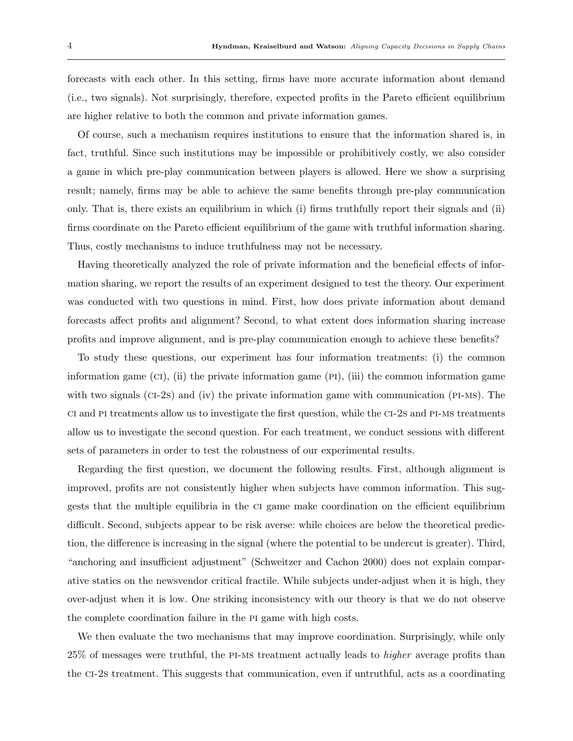forecasts with each other. In this setting, firms have more accurate information about demand (i.e., two signals). Not surprisingly, therefore, expected profits in the Pareto efficient equilibrium are higher relative to both the common and private information games.

Of course, such a mechanism requires institutions to ensure that the information shared is, in fact, truthful. Since such institutions may be impossible or prohibitively costly, we also consider a game in which pre-play communication between players is allowed. Here we show a surprising result; namely, firms may be able to achieve the same benefits through pre-play communication only. That is, there exists an equilibrium in which (i) firms truthfully report their signals and (ii) firms coordinate on the Pareto efficient equilibrium of the game with truthful information sharing. Thus, costly mechanisms to induce truthfulness may not be necessary.

Having theoretically analyzed the role of private information and the beneficial effects of information sharing, we report the results of an experiment designed to test the theory. Our experiment was conducted with two questions in mind. First, how does private information about demand forecasts affect profits and alignment? Second, to what extent does information sharing increase profits and improve alignment, and is pre-play communication enough to achieve these benefits?

To study these questions, our experiment has four information treatments: (i) the common information game (CI), (ii) the private information game (PI), (iii) the common information game with two signals (CI-2S) and (iv) the private information game with communication (PI-MS). The CI and PI treatments allow us to investigate the first question, while the CI-2S and PI-MS treatments allow us to investigate the second question. For each treatment, we conduct sessions with different sets of parameters in order to test the robustness of our experimental results.

Regarding the first question, we document the following results. First, although alignment is improved, profits are not consistently higher when subjects have common information. This suggests that the multiple equilibria in the CI game make coordination on the efficient equilibrium difficult. Second, subjects appear to be risk averse: while choices are below the theoretical prediction, the difference is increasing in the signal (where the potential to be undercut is greater). Third, "anchoring and insufficient adjustment" (Schweitzer and Cachon 2000) does not explain comparative statics on the newsvendor critical fractile. While subjects under-adjust when it is high, they over-adjust when it is low. One striking inconsistency with our theory is that we do not observe the complete coordination failure in the PI game with high costs.

We then evaluate the two mechanisms that may improve coordination. Surprisingly, while only 25% of messages were truthful, the PI-MS treatment actually leads to *higher* average profits than the CI-2S treatment. This suggests that communication, even if untruthful, acts as a coordinating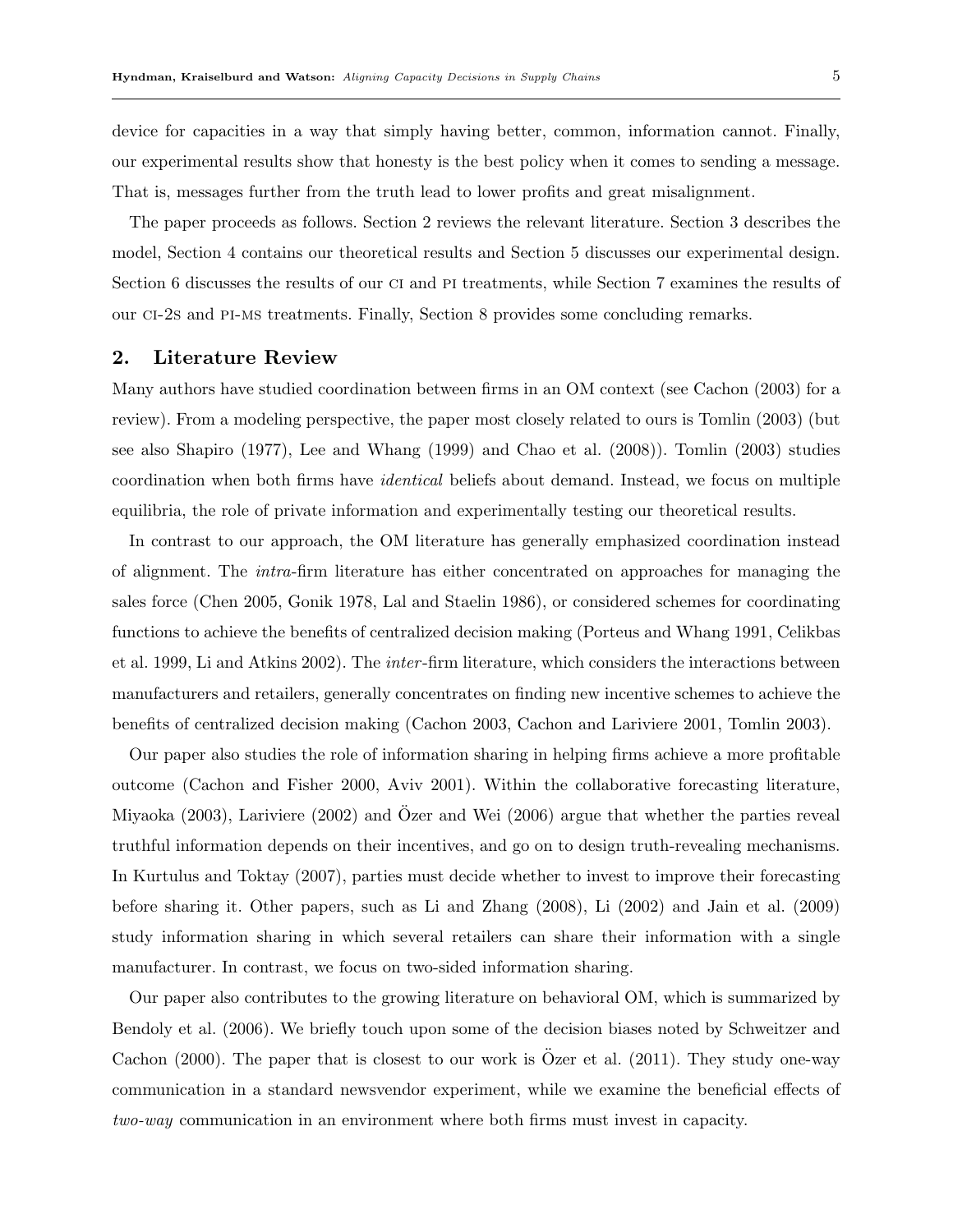device for capacities in a way that simply having better, common, information cannot. Finally, our experimental results show that honesty is the best policy when it comes to sending a message. That is, messages further from the truth lead to lower profits and great misalignment.

The paper proceeds as follows. Section 2 reviews the relevant literature. Section 3 describes the model, Section 4 contains our theoretical results and Section 5 discusses our experimental design. Section 6 discusses the results of our CI and PI treatments, while Section 7 examines the results of our CI-2S and PI-MS treatments. Finally, Section 8 provides some concluding remarks.

## 2. Literature Review

Many authors have studied coordination between firms in an OM context (see Cachon (2003) for a review). From a modeling perspective, the paper most closely related to ours is Tomlin (2003) (but see also Shapiro (1977), Lee and Whang (1999) and Chao et al. (2008)). Tomlin (2003) studies coordination when both firms have *identical* beliefs about demand. Instead, we focus on multiple equilibria, the role of private information and experimentally testing our theoretical results.

In contrast to our approach, the OM literature has generally emphasized coordination instead of alignment. The *intra*-firm literature has either concentrated on approaches for managing the sales force (Chen 2005, Gonik 1978, Lal and Staelin 1986), or considered schemes for coordinating functions to achieve the benefits of centralized decision making (Porteus and Whang 1991, Celikbas et al. 1999, Li and Atkins 2002). The *inter*-firm literature, which considers the interactions between manufacturers and retailers, generally concentrates on finding new incentive schemes to achieve the benefits of centralized decision making (Cachon 2003, Cachon and Lariviere 2001, Tomlin 2003).

Our paper also studies the role of information sharing in helping firms achieve a more profitable outcome (Cachon and Fisher 2000, Aviv 2001). Within the collaborative forecasting literature, Miyaoka (2003), Lariviere (2002) and Özer and Wei (2006) argue that whether the parties reveal truthful information depends on their incentives, and go on to design truth-revealing mechanisms. In Kurtulus and Toktay (2007), parties must decide whether to invest to improve their forecasting before sharing it. Other papers, such as Li and Zhang (2008), Li (2002) and Jain et al. (2009) study information sharing in which several retailers can share their information with a single manufacturer. In contrast, we focus on two-sided information sharing.

Our paper also contributes to the growing literature on behavioral OM, which is summarized by Bendoly et al. (2006). We briefly touch upon some of the decision biases noted by Schweitzer and Cachon (2000). The paper that is closest to our work is Özer et al. (2011). They study one-way communication in a standard newsvendor experiment, while we examine the beneficial effects of *two-way* communication in an environment where both firms must invest in capacity.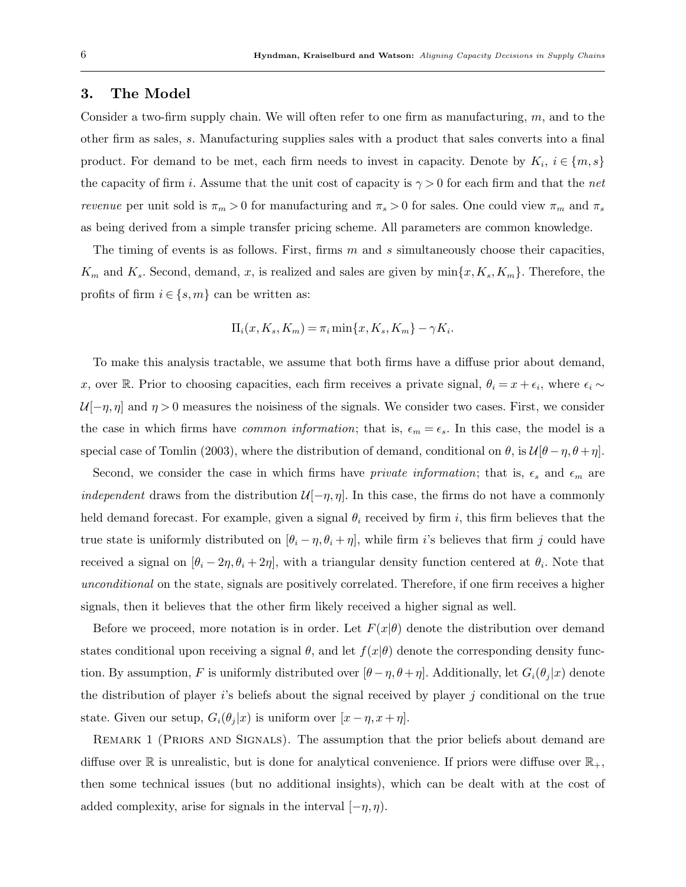## 3. The Model

Consider a two-firm supply chain. We will often refer to one firm as manufacturing, $m$, and to the other firm as sales, $s$. Manufacturing supplies sales with a product that sales converts into a final product. For demand to be met, each firm needs to invest in capacity. Denote by $K_i$, $i \in \{m, s\}$ the capacity of firm $i$. Assume that the unit cost of capacity is $\gamma > 0$ for each firm and that the *net revenue* per unit sold is $\pi_m > 0$ for manufacturing and $\pi_s > 0$ for sales. One could view $\pi_m$ and $\pi_s$ as being derived from a simple transfer pricing scheme. All parameters are common knowledge.

The timing of events is as follows. First, firms $m$ and $s$ simultaneously choose their capacities, $K_m$ and $K_s$. Second, demand, $x$, is realized and sales are given by $\min\{x, K_s, K_m\}$. Therefore, the profits of firm $i \in \{s, m\}$ can be written as:

$$\Pi_i(x, K_s, K_m) = \pi_i \min\{x, K_s, K_m\} - \gamma K_i.$$

To make this analysis tractable, we assume that both firms have a diffuse prior about demand, $x$, over $\mathbb{R}$. Prior to choosing capacities, each firm receives a private signal, $\theta_i = x + \epsilon_i$, where $\epsilon_i \sim \mathcal{U}[-\eta, \eta]$ and $\eta > 0$ measures the noisiness of the signals. We consider two cases. First, we consider the case in which firms have *common information*; that is, $\epsilon_m = \epsilon_s$. In this case, the model is a special case of Tomlin (2003), where the distribution of demand, conditional on $\theta$, is $\mathcal{U}[\theta - \eta, \theta + \eta]$.

Second, we consider the case in which firms have *private information*; that is, $\epsilon_s$ and $\epsilon_m$ are *independent* draws from the distribution $\mathcal{U}[-\eta, \eta]$. In this case, the firms do not have a commonly held demand forecast. For example, given a signal $\theta_i$ received by firm $i$, this firm believes that the true state is uniformly distributed on $[\theta_i - \eta, \theta_i + \eta]$, while firm $i$'s believes that firm $j$ could have received a signal on $[\theta_i - 2\eta, \theta_i + 2\eta]$, with a triangular density function centered at $\theta_i$. Note that *unconditional* on the state, signals are positively correlated. Therefore, if one firm receives a higher signals, then it believes that the other firm likely received a higher signal as well.

Before we proceed, more notation is in order. Let $F(x|\theta)$ denote the distribution over demand states conditional upon receiving a signal $\theta$, and let $f(x|\theta)$ denote the corresponding density function. By assumption, $F$ is uniformly distributed over $[\theta - \eta, \theta + \eta]$. Additionally, let $G_i(\theta_j|x)$ denote the distribution of player $i$'s beliefs about the signal received by player $j$ conditional on the true state. Given our setup, $G_i(\theta_j|x)$ is uniform over $[x - \eta, x + \eta]$.

Remark 1 (Priors and Signals). The assumption that the prior beliefs about demand are diffuse over $\mathbb{R}$ is unrealistic, but is done for analytical convenience. If priors were diffuse over $\mathbb{R}_+$, then some technical issues (but no additional insights), which can be dealt with at the cost of added complexity, arise for signals in the interval $[-\eta, \eta)$.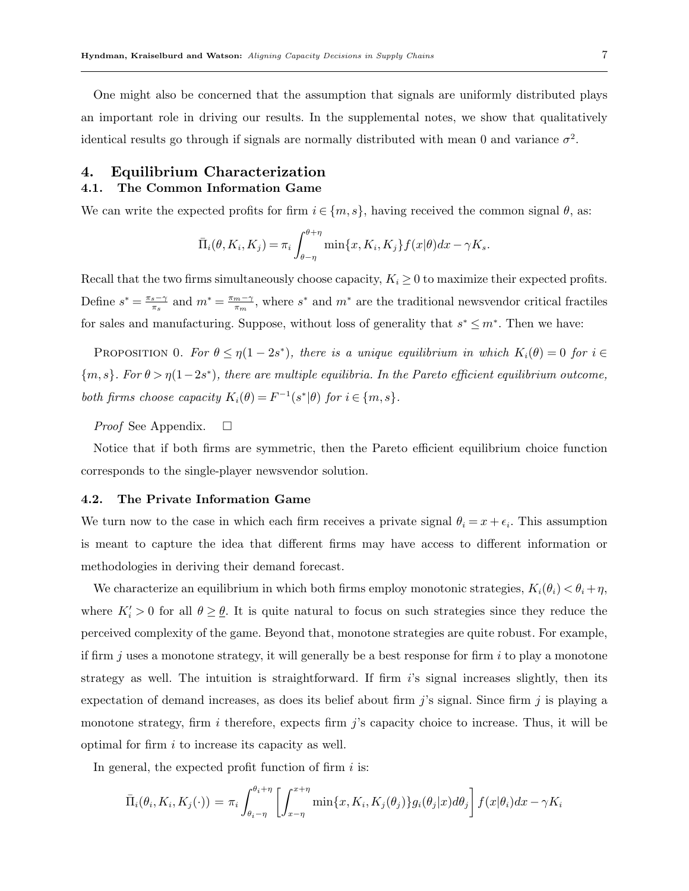One might also be concerned that the assumption that signals are uniformly distributed plays an important role in driving our results. In the supplemental notes, we show that qualitatively identical results go through if signals are normally distributed with mean 0 and variance $\sigma^2$.

# 4. Equilibrium Characterization

## 4.1. The Common Information Game

We can write the expected profits for firm $i \in \{m, s\}$, having received the common signal $\theta$, as:

$$\bar{\Pi}_i(\theta, K_i, K_j) = \pi_i \int_{\theta-\eta}^{\theta+\eta} \min\{x, K_i, K_j\} f(x|\theta) dx - \gamma K_s.$$

Recall that the two firms simultaneously choose capacity, $K_i \geq 0$ to maximize their expected profits. Define $s^* = \frac{\pi_s - \gamma}{\pi_s}$ and $m^* = \frac{\pi_m - \gamma}{\pi_m}$, where $s^*$ and $m^*$ are the traditional newsvendor critical fractiles for sales and manufacturing. Suppose, without loss of generality that $s^* \leq m^*$. Then we have:

Proposition 0. *For $\theta \leq \eta(1 - 2s^*)$, there is a unique equilibrium in which $K_i(\theta) = 0$ for $i \in \{m, s\}$. For $\theta > \eta(1-2s^*)$, there are multiple equilibria. In the Pareto efficient equilibrium outcome, both firms choose capacity $K_i(\theta) = F^{-1}(s^*|\theta)$ for $i \in \{m, s\}$.*

*Proof* See Appendix. □

Notice that if both firms are symmetric, then the Pareto efficient equilibrium choice function corresponds to the single-player newsvendor solution.

## 4.2. The Private Information Game

We turn now to the case in which each firm receives a private signal $\theta_i = x + \epsilon_i$. This assumption is meant to capture the idea that different firms may have access to different information or methodologies in deriving their demand forecast.

We characterize an equilibrium in which both firms employ monotonic strategies, $K_i(\theta_i) < \theta_i + \eta$, where $K_i' > 0$ for all $\theta \geq \underline{\theta}$. It is quite natural to focus on such strategies since they reduce the perceived complexity of the game. Beyond that, monotone strategies are quite robust. For example, if firm $j$ uses a monotone strategy, it will generally be a best response for firm $i$ to play a monotone strategy as well. The intuition is straightforward. If firm $i$'s signal increases slightly, then its expectation of demand increases, as does its belief about firm $j$'s signal. Since firm $j$ is playing a monotone strategy, firm $i$ therefore, expects firm $j$'s capacity choice to increase. Thus, it will be optimal for firm $i$ to increase its capacity as well.

In general, the expected profit function of firm $i$ is:

$$\bar{\Pi}_i(\theta_i, K_i, K_j(\cdot)) = \pi_i \int_{\theta_i-\eta}^{\theta_i+\eta} \left[ \int_{x-\eta}^{x+\eta} \min\{x, K_i, K_j(\theta_j)\} g_i(\theta_j|x) d\theta_j \right] f(x|\theta_i) dx - \gamma K_i$$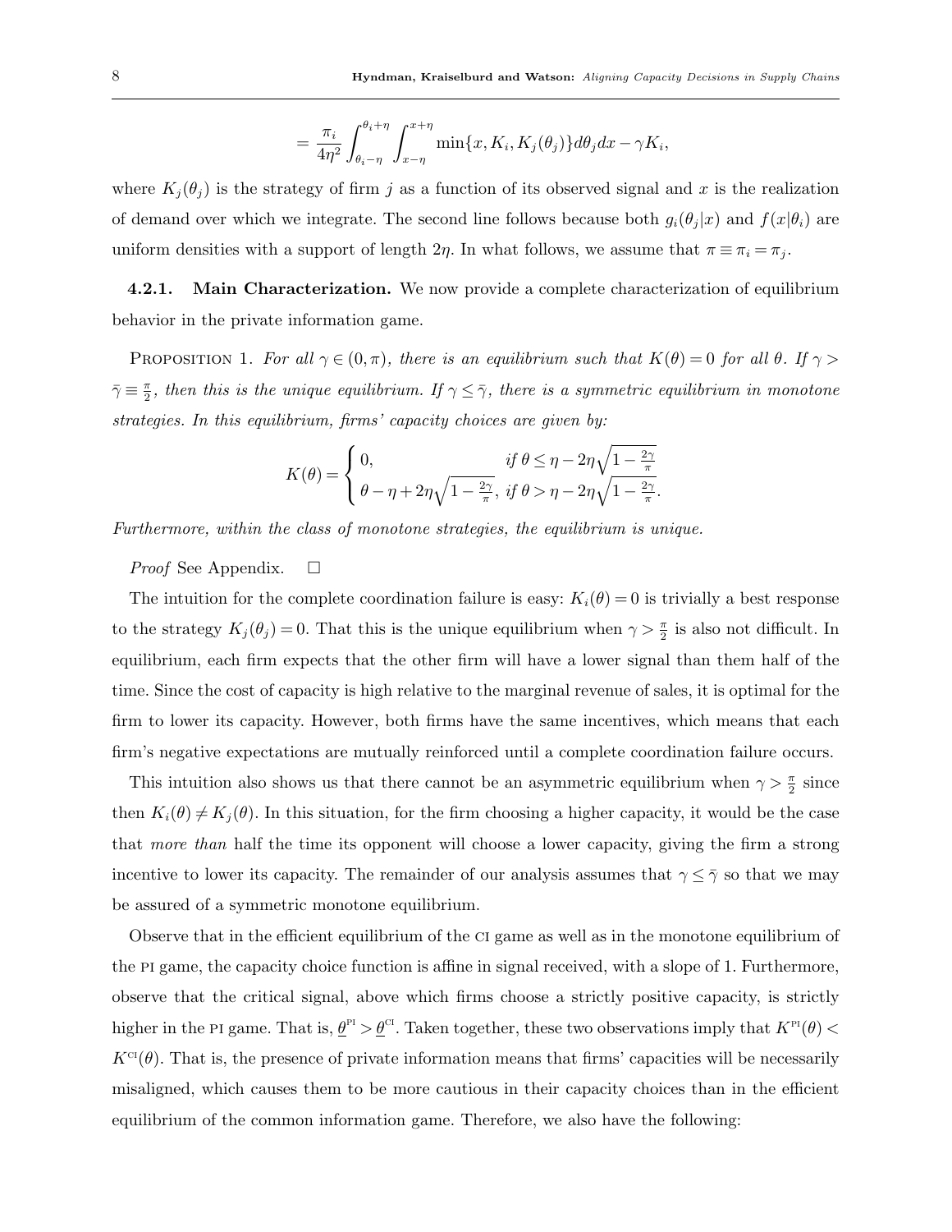$$= \frac{\pi_i}{4\eta^2} \int_{\theta_i - \eta}^{\theta_i + \eta} \int_{x-\eta}^{x+\eta} \min\{x, K_i, K_j(\theta_j)\} d\theta_j dx - \gamma K_i,$$

where $K_j(\theta_j)$ is the strategy of firm $j$ as a function of its observed signal and $x$ is the realization of demand over which we integrate. The second line follows because both $g_i(\theta_j|x)$ and $f(x|\theta_i)$ are uniform densities with a support of length $2\eta$. In what follows, we assume that $\pi \equiv \pi_i = \pi_j$.

**4.2.1. Main Characterization.** We now provide a complete characterization of equilibrium behavior in the private information game.

PROPOSITION 1. *For all $\gamma \in (0, \pi)$, there is an equilibrium such that $K(\theta) = 0$ for all $\theta$. If $\gamma > \bar{\gamma} \equiv \frac{\pi}{2}$, then this is the unique equilibrium. If $\gamma \leq \bar{\gamma}$, there is a symmetric equilibrium in monotone strategies. In this equilibrium, firms' capacity choices are given by:*

$$K(\theta) = \begin{cases} 0, & \text{if } \theta \leq \eta - 2\eta\sqrt{1 - \frac{2\gamma}{\pi}} \\ \theta - \eta + 2\eta\sqrt{1 - \frac{2\gamma}{\pi}}, & \text{if } \theta > \eta - 2\eta\sqrt{1 - \frac{2\gamma}{\pi}}. \end{cases}$$

*Furthermore, within the class of monotone strategies, the equilibrium is unique.*

*Proof* See Appendix. □

The intuition for the complete coordination failure is easy: $K_i(\theta) = 0$ is trivially a best response to the strategy $K_j(\theta_j) = 0$. That this is the unique equilibrium when $\gamma > \frac{\pi}{2}$ is also not difficult. In equilibrium, each firm expects that the other firm will have a lower signal than them half of the time. Since the cost of capacity is high relative to the marginal revenue of sales, it is optimal for the firm to lower its capacity. However, both firms have the same incentives, which means that each firm's negative expectations are mutually reinforced until a complete coordination failure occurs.

This intuition also shows us that there cannot be an asymmetric equilibrium when $\gamma > \frac{\pi}{2}$ since then $K_i(\theta) \neq K_j(\theta)$. In this situation, for the firm choosing a higher capacity, it would be the case that *more than* half the time its opponent will choose a lower capacity, giving the firm a strong incentive to lower its capacity. The remainder of our analysis assumes that $\gamma \leq \bar{\gamma}$ so that we may be assured of a symmetric monotone equilibrium.

Observe that in the efficient equilibrium of the CI game as well as in the monotone equilibrium of the PI game, the capacity choice function is affine in signal received, with a slope of 1. Furthermore, observe that the critical signal, above which firms choose a strictly positive capacity, is strictly higher in the PI game. That is, $\underline{\theta}^{\text{PI}} > \underline{\theta}^{\text{CI}}$. Taken together, these two observations imply that $K^{\text{PI}}(\theta) < K^{\text{CI}}(\theta)$. That is, the presence of private information means that firms' capacities will be necessarily misaligned, which causes them to be more cautious in their capacity choices than in the efficient equilibrium of the common information game. Therefore, we also have the following: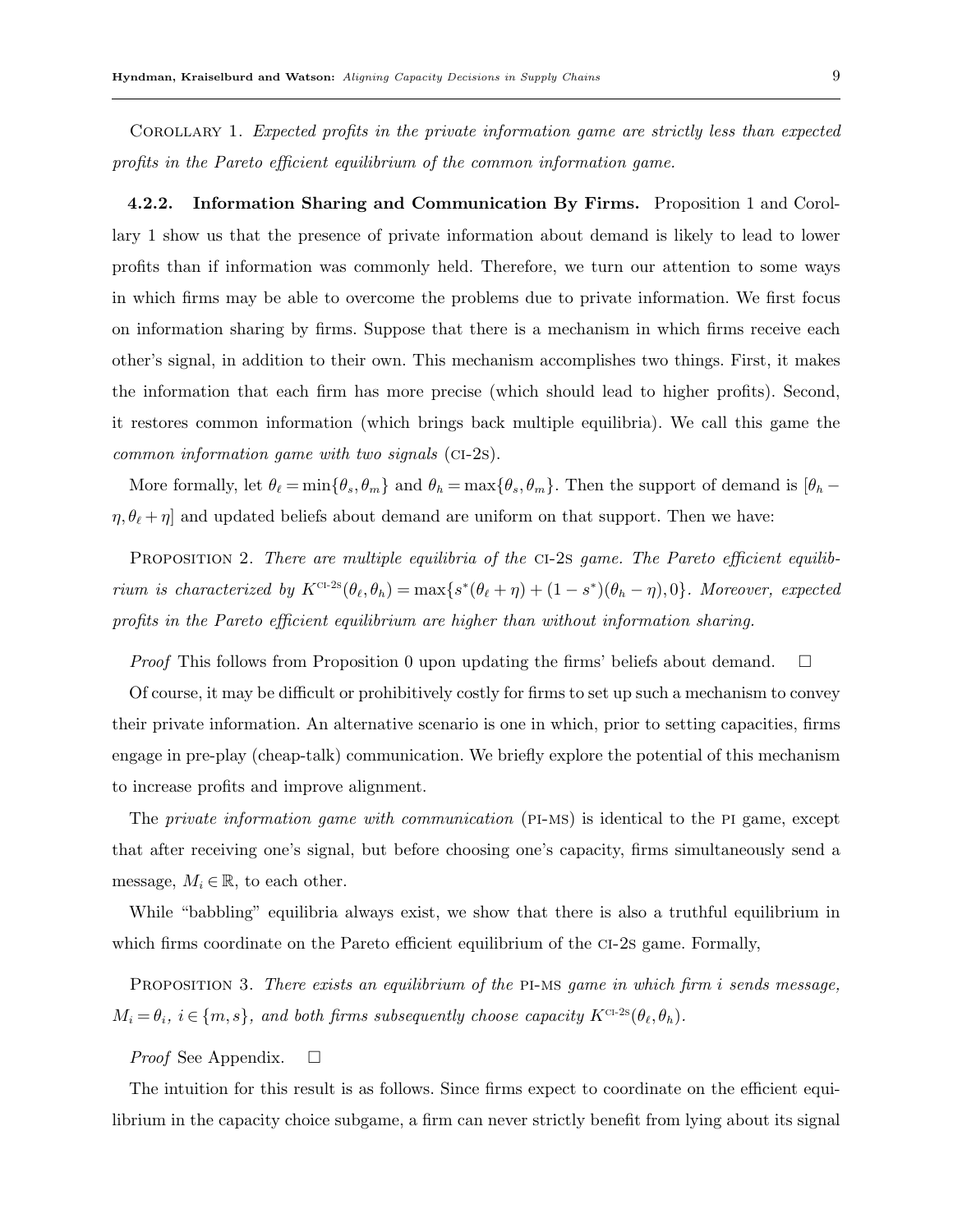Corollary 1. *Expected profits in the private information game are strictly less than expected profits in the Pareto efficient equilibrium of the common information game.*

#### 4.2.2. Information Sharing and Communication By Firms.

Proposition 1 and Corollary 1 show us that the presence of private information about demand is likely to lead to lower profits than if information was commonly held. Therefore, we turn our attention to some ways in which firms may be able to overcome the problems due to private information. We first focus on information sharing by firms. Suppose that there is a mechanism in which firms receive each other's signal, in addition to their own. This mechanism accomplishes two things. First, it makes the information that each firm has more precise (which should lead to higher profits). Second, it restores common information (which brings back multiple equilibria). We call this game the *common information game with two signals* (ci-2s).

More formally, let $\theta_\ell = \min\{\theta_s, \theta_m\}$ and $\theta_h = \max\{\theta_s, \theta_m\}$. Then the support of demand is $[\theta_h - \eta, \theta_\ell + \eta]$ and updated beliefs about demand are uniform on that support. Then we have:

Proposition 2. *There are multiple equilibria of the* ci-2s *game. The Pareto efficient equilibrium is characterized by* $K^{\text{CI-2S}}(\theta_\ell, \theta_h) = \max\{s^*(\theta_\ell + \eta) + (1 - s^*)(\theta_h - \eta), 0\}$. *Moreover, expected profits in the Pareto efficient equilibrium are higher than without information sharing.*

*Proof* This follows from Proposition 0 upon updating the firms' beliefs about demand. □

Of course, it may be difficult or prohibitively costly for firms to set up such a mechanism to convey their private information. An alternative scenario is one in which, prior to setting capacities, firms engage in pre-play (cheap-talk) communication. We briefly explore the potential of this mechanism to increase profits and improve alignment.

The *private information game with communication* (pi-ms) is identical to the pi game, except that after receiving one's signal, but before choosing one's capacity, firms simultaneously send a message, $M_i \in \mathbb{R}$, to each other.

While "babbling" equilibria always exist, we show that there is also a truthful equilibrium in which firms coordinate on the Pareto efficient equilibrium of the ci-2s game. Formally,

Proposition 3. *There exists an equilibrium of the* pi-ms *game in which firm* $i$ *sends message,* $M_i = \theta_i$, $i \in \{m, s\}$, *and both firms subsequently choose capacity* $K^{\text{CI-2S}}(\theta_\ell, \theta_h)$.

*Proof* See Appendix. □

The intuition for this result is as follows. Since firms expect to coordinate on the efficient equilibrium in the capacity choice subgame, a firm can never strictly benefit from lying about its signal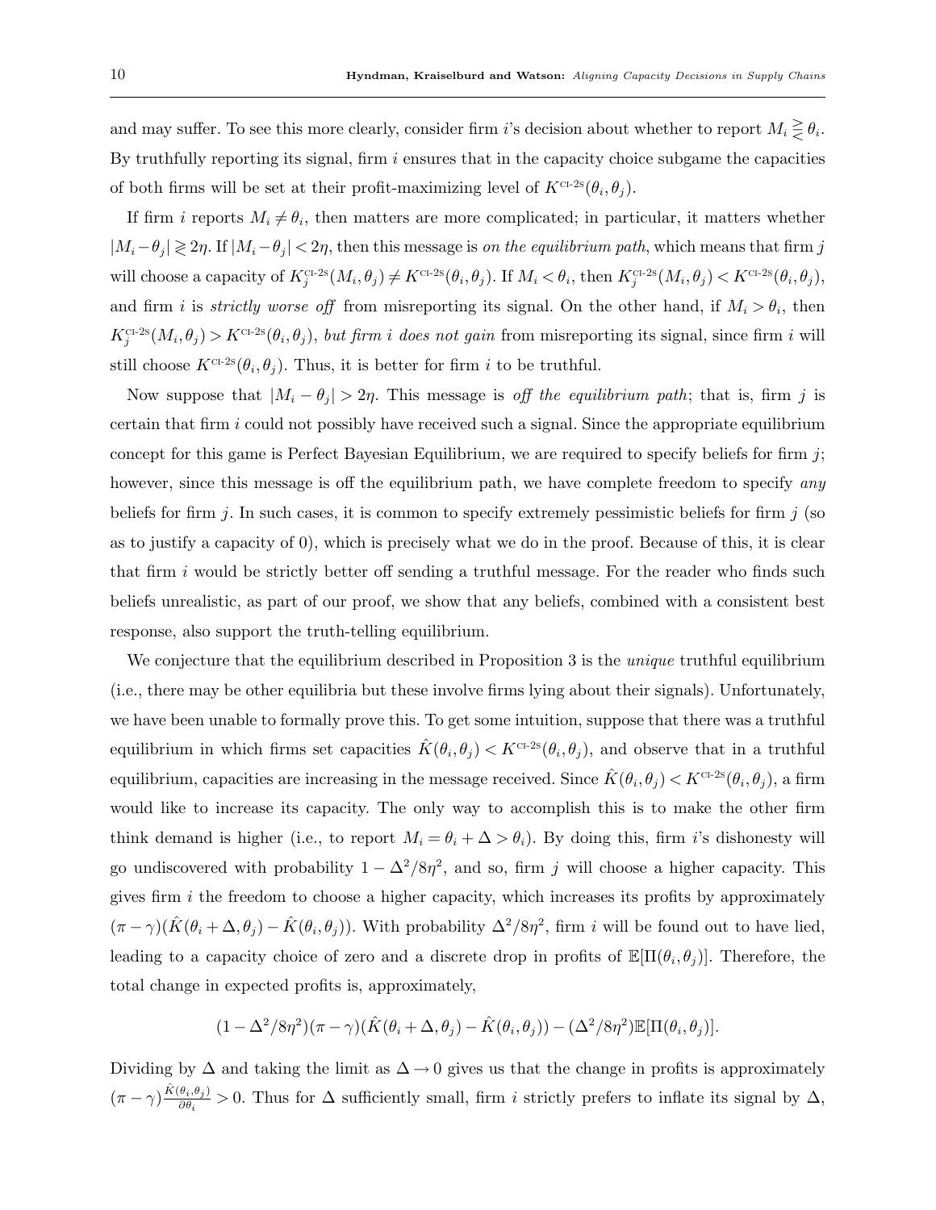and may suffer. To see this more clearly, consider firm $i$'s decision about whether to report $M_i \gtreqless \theta_i$. By truthfully reporting its signal, firm $i$ ensures that in the capacity choice subgame the capacities of both firms will be set at their profit-maximizing level of $K^{\text{CI-2S}}(\theta_i, \theta_j)$.

If firm $i$ reports $M_i \neq \theta_i$, then matters are more complicated; in particular, it matters whether $|M_i - \theta_j| \gtrless 2\eta$. If $|M_i - \theta_j| < 2\eta$, then this message is *on the equilibrium path*, which means that firm $j$ will choose a capacity of $K_j^{\text{CI-2S}}(M_i, \theta_j) \neq K^{\text{CI-2S}}(\theta_i, \theta_j)$. If $M_i < \theta_i$, then $K_j^{\text{CI-2S}}(M_i, \theta_j) < K^{\text{CI-2S}}(\theta_i, \theta_j)$, and firm $i$ is *strictly worse off* from misreporting its signal. On the other hand, if $M_i > \theta_i$, then $K_j^{\text{CI-2S}}(M_i, \theta_j) > K^{\text{CI-2S}}(\theta_i, \theta_j)$, *but firm i does not gain* from misreporting its signal, since firm $i$ will still choose $K^{\text{CI-2S}}(\theta_i, \theta_j)$. Thus, it is better for firm $i$ to be truthful.

Now suppose that $|M_i - \theta_j| > 2\eta$. This message is *off the equilibrium path*; that is, firm $j$ is certain that firm $i$ could not possibly have received such a signal. Since the appropriate equilibrium concept for this game is Perfect Bayesian Equilibrium, we are required to specify beliefs for firm $j$; however, since this message is off the equilibrium path, we have complete freedom to specify *any* beliefs for firm $j$. In such cases, it is common to specify extremely pessimistic beliefs for firm $j$ (so as to justify a capacity of 0), which is precisely what we do in the proof. Because of this, it is clear that firm $i$ would be strictly better off sending a truthful message. For the reader who finds such beliefs unrealistic, as part of our proof, we show that any beliefs, combined with a consistent best response, also support the truth-telling equilibrium.

We conjecture that the equilibrium described in Proposition 3 is the *unique* truthful equilibrium (i.e., there may be other equilibria but these involve firms lying about their signals). Unfortunately, we have been unable to formally prove this. To get some intuition, suppose that there was a truthful equilibrium in which firms set capacities $\hat{K}(\theta_i, \theta_j) < K^{\text{CI-2S}}(\theta_i, \theta_j)$, and observe that in a truthful equilibrium, capacities are increasing in the message received. Since $\hat{K}(\theta_i, \theta_j) < K^{\text{CI-2S}}(\theta_i, \theta_j)$, a firm would like to increase its capacity. The only way to accomplish this is to make the other firm think demand is higher (i.e., to report $M_i = \theta_i + \Delta > \theta_i$). By doing this, firm $i$'s dishonesty will go undiscovered with probability $1 - \Delta^2/8\eta^2$, and so, firm $j$ will choose a higher capacity. This gives firm $i$ the freedom to choose a higher capacity, which increases its profits by approximately $(\pi - \gamma)(\hat{K}(\theta_i + \Delta, \theta_j) - \hat{K}(\theta_i, \theta_j))$. With probability $\Delta^2/8\eta^2$, firm $i$ will be found out to have lied, leading to a capacity choice of zero and a discrete drop in profits of $\mathbb{E}[\Pi(\theta_i, \theta_j)]$. Therefore, the total change in expected profits is, approximately,

$$(1 - \Delta^2/8\eta^2)(\pi - \gamma)(\hat{K}(\theta_i + \Delta, \theta_j) - \hat{K}(\theta_i, \theta_j)) - (\Delta^2/8\eta^2)\mathbb{E}[\Pi(\theta_i, \theta_j)].$$

Dividing by $\Delta$ and taking the limit as $\Delta \to 0$ gives us that the change in profits is approximately $(\pi - \gamma)\frac{\hat{K}(\theta_i, \theta_j)}{\partial \theta_i} > 0$. Thus for $\Delta$ sufficiently small, firm $i$ strictly prefers to inflate its signal by $\Delta$,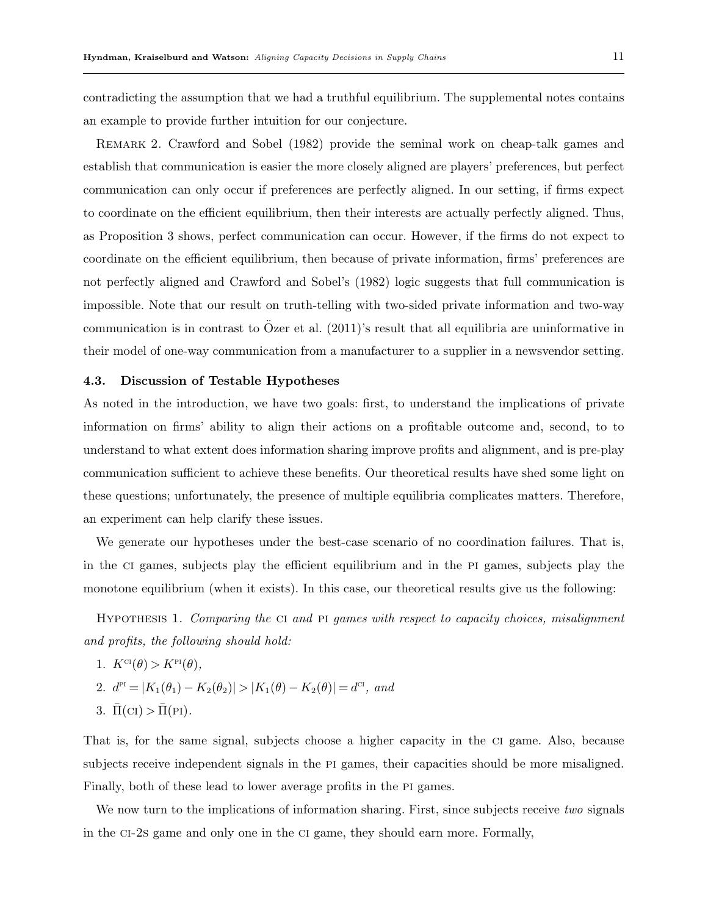contradicting the assumption that we had a truthful equilibrium. The supplemental notes contains an example to provide further intuition for our conjecture.

Remark 2. Crawford and Sobel (1982) provide the seminal work on cheap-talk games and establish that communication is easier the more closely aligned are players' preferences, but perfect communication can only occur if preferences are perfectly aligned. In our setting, if firms expect to coordinate on the efficient equilibrium, then their interests are actually perfectly aligned. Thus, as Proposition 3 shows, perfect communication can occur. However, if the firms do not expect to coordinate on the efficient equilibrium, then because of private information, firms' preferences are not perfectly aligned and Crawford and Sobel's (1982) logic suggests that full communication is impossible. Note that our result on truth-telling with two-sided private information and two-way communication is in contrast to Özer et al. (2011)'s result that all equilibria are uninformative in their model of one-way communication from a manufacturer to a supplier in a newsvendor setting.

### 4.3. Discussion of Testable Hypotheses

As noted in the introduction, we have two goals: first, to understand the implications of private information on firms' ability to align their actions on a profitable outcome and, second, to to understand to what extent does information sharing improve profits and alignment, and is pre-play communication sufficient to achieve these benefits. Our theoretical results have shed some light on these questions; unfortunately, the presence of multiple equilibria complicates matters. Therefore, an experiment can help clarify these issues.

We generate our hypotheses under the best-case scenario of no coordination failures. That is, in the CI games, subjects play the efficient equilibrium and in the PI games, subjects play the monotone equilibrium (when it exists). In this case, our theoretical results give us the following:

Hypothesis 1. *Comparing the* CI *and* PI *games with respect to capacity choices, misalignment and profits, the following should hold:*

1. $K^{\text{CI}}(\theta) > K^{\text{PI}}(\theta)$,
2. $d^{\text{PI}} = |K_1(\theta_1) - K_2(\theta_2)| > |K_1(\theta) - K_2(\theta)| = d^{\text{CI}}$, *and*
3. $\bar{\Pi}(\text{CI}) > \bar{\Pi}(\text{PI})$.

That is, for the same signal, subjects choose a higher capacity in the CI game. Also, because subjects receive independent signals in the PI games, their capacities should be more misaligned. Finally, both of these lead to lower average profits in the PI games.

We now turn to the implications of information sharing. First, since subjects receive *two* signals in the CI-2S game and only one in the CI game, they should earn more. Formally,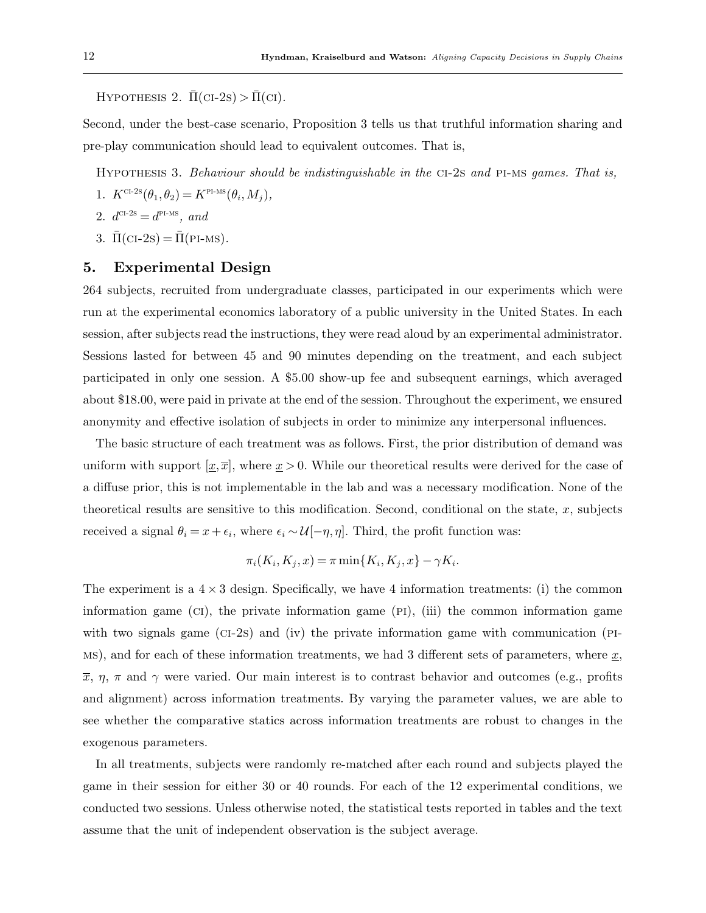Hypothesis 2. $\bar{\Pi}(\text{CI-2S}) > \bar{\Pi}(\text{CI})$.

Second, under the best-case scenario, Proposition 3 tells us that truthful information sharing and pre-play communication should lead to equivalent outcomes. That is,

Hypothesis 3. *Behaviour should be indistinguishable in the* CI-2S *and* PI-MS *games. That is,*

1. $K^{\text{CI-2S}}(\theta_1, \theta_2) = K^{\text{PI-MS}}(\theta_i, M_j)$,
2. $d^{\text{CI-2S}} = d^{\text{PI-MS}}$, *and*
3. $\bar{\Pi}(\text{CI-2S}) = \bar{\Pi}(\text{PI-MS})$.

## 5. Experimental Design

264 subjects, recruited from undergraduate classes, participated in our experiments which were run at the experimental economics laboratory of a public university in the United States. In each session, after subjects read the instructions, they were read aloud by an experimental administrator. Sessions lasted for between 45 and 90 minutes depending on the treatment, and each subject participated in only one session. A \$5.00 show-up fee and subsequent earnings, which averaged about \$18.00, were paid in private at the end of the session. Throughout the experiment, we ensured anonymity and effective isolation of subjects in order to minimize any interpersonal influences.

The basic structure of each treatment was as follows. First, the prior distribution of demand was uniform with support $[\underline{x}, \overline{x}]$, where $\underline{x} > 0$. While our theoretical results were derived for the case of a diffuse prior, this is not implementable in the lab and was a necessary modification. None of the theoretical results are sensitive to this modification. Second, conditional on the state, $x$, subjects received a signal $\theta_i = x + \epsilon_i$, where $\epsilon_i \sim \mathcal{U}[-\eta, \eta]$. Third, the profit function was:

$$\pi_i(K_i, K_j, x) = \pi \min\{K_i, K_j, x\} - \gamma K_i.$$

The experiment is a $4 \times 3$ design. Specifically, we have 4 information treatments: (i) the common information game (CI), the private information game (PI), (iii) the common information game with two signals game (CI-2S) and (iv) the private information game with communication (PI-MS), and for each of these information treatments, we had 3 different sets of parameters, where $\underline{x}$, $\overline{x}$, $\eta$, $\pi$ and $\gamma$ were varied. Our main interest is to contrast behavior and outcomes (e.g., profits and alignment) across information treatments. By varying the parameter values, we are able to see whether the comparative statics across information treatments are robust to changes in the exogenous parameters.

In all treatments, subjects were randomly re-matched after each round and subjects played the game in their session for either 30 or 40 rounds. For each of the 12 experimental conditions, we conducted two sessions. Unless otherwise noted, the statistical tests reported in tables and the text assume that the unit of independent observation is the subject average.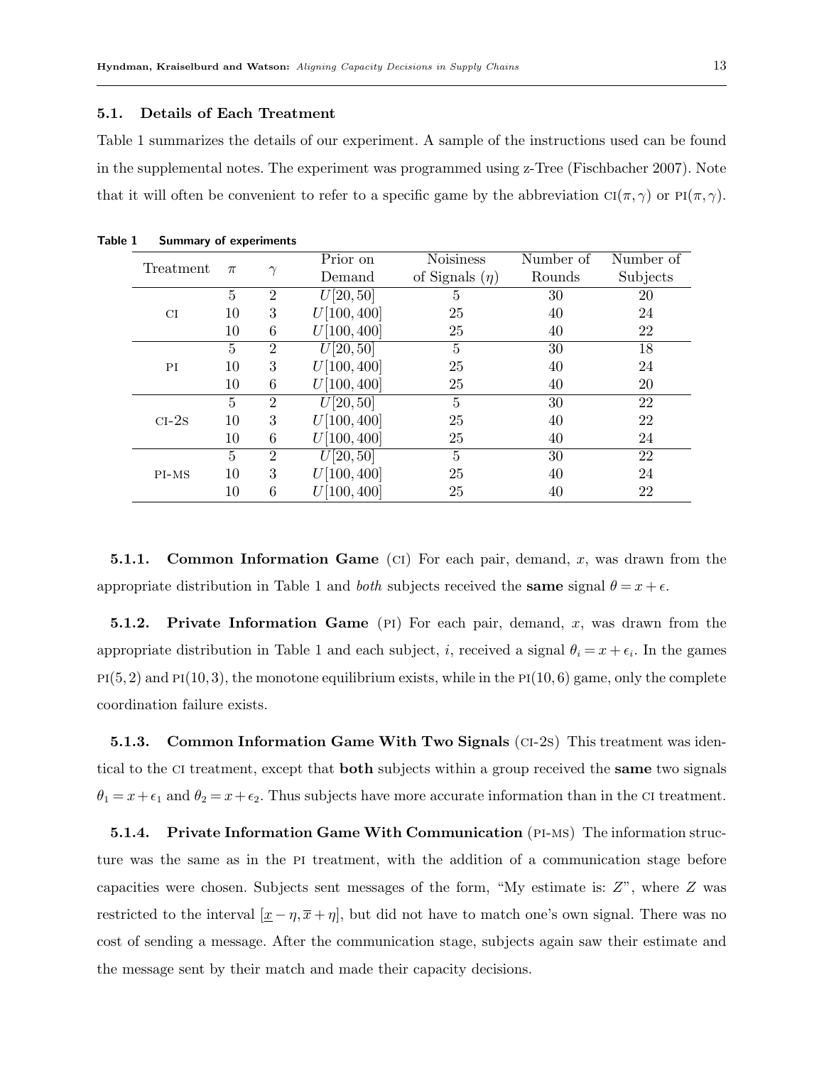### 5.1. Details of Each Treatment

Table 1 summarizes the details of our experiment. A sample of the instructions used can be found in the supplemental notes. The experiment was programmed using z-Tree (Fischbacher 2007). Note that it will often be convenient to refer to a specific game by the abbreviation CI($\pi,\gamma$) or PI($\pi,\gamma$).

**Table 1 Summary of experiments**

| Treatment | $\pi$ | $\gamma$ | Prior on Demand | Noisiness of Signals ($\eta$) | Number of Rounds | Number of Subjects |
|---|---|---|---|---|---|---|
| CI | 5 | 2 | $U[20,50]$ | 5 | 30 | 20 |
| | 10 | 3 | $U[100,400]$ | 25 | 40 | 24 |
| | 10 | 6 | $U[100,400]$ | 25 | 40 | 22 |
| PI | 5 | 2 | $U[20,50]$ | 5 | 30 | 18 |
| | 10 | 3 | $U[100,400]$ | 25 | 40 | 24 |
| | 10 | 6 | $U[100,400]$ | 25 | 40 | 20 |
| CI-2S | 5 | 2 | $U[20,50]$ | 5 | 30 | 22 |
| | 10 | 3 | $U[100,400]$ | 25 | 40 | 22 |
| | 10 | 6 | $U[100,400]$ | 25 | 40 | 24 |
| PI-MS | 5 | 2 | $U[20,50]$ | 5 | 30 | 22 |
| | 10 | 3 | $U[100,400]$ | 25 | 40 | 24 |
| | 10 | 6 | $U[100,400]$ | 25 | 40 | 22 |

**5.1.1. Common Information Game** (CI) For each pair, demand, $x$, was drawn from the appropriate distribution in Table 1 and *both* subjects received the **same** signal $\theta = x + \epsilon$.

**5.1.2. Private Information Game** (PI) For each pair, demand, $x$, was drawn from the appropriate distribution in Table 1 and each subject, $i$, received a signal $\theta_i = x + \epsilon_i$. In the games PI(5,2) and PI(10,3), the monotone equilibrium exists, while in the PI(10,6) game, only the complete coordination failure exists.

**5.1.3. Common Information Game With Two Signals** (CI-2S) This treatment was identical to the CI treatment, except that **both** subjects within a group received the **same** two signals $\theta_1 = x + \epsilon_1$ and $\theta_2 = x + \epsilon_2$. Thus subjects have more accurate information than in the CI treatment.

**5.1.4. Private Information Game With Communication** (PI-MS) The information structure was the same as in the PI treatment, with the addition of a communication stage before capacities were chosen. Subjects sent messages of the form, "My estimate is: $Z$", where $Z$ was restricted to the interval $[\underline{x} - \eta, \overline{x} + \eta]$, but did not have to match one's own signal. There was no cost of sending a message. After the communication stage, subjects again saw their estimate and the message sent by their match and made their capacity decisions.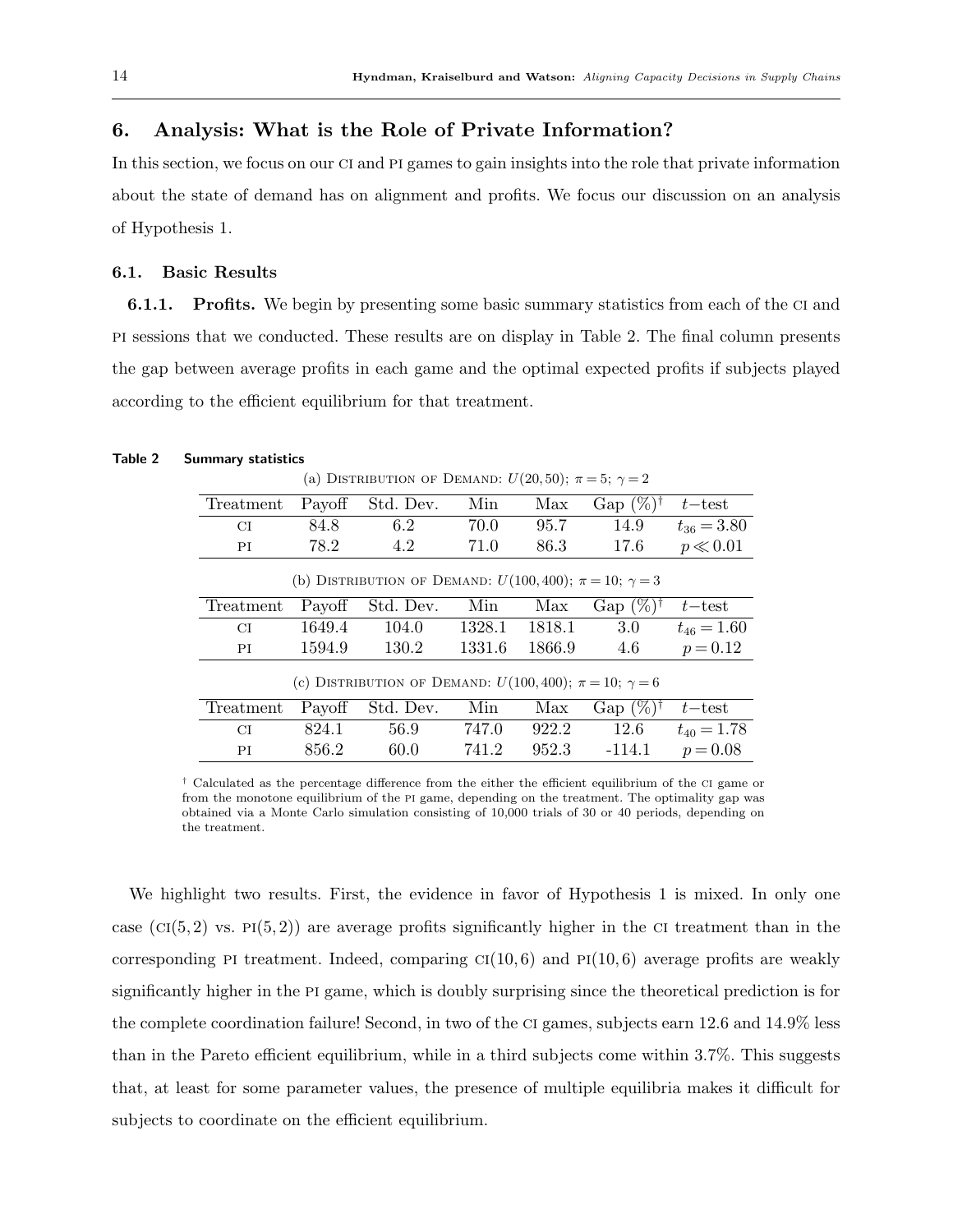## 6. Analysis: What is the Role of Private Information?

In this section, we focus on our CI and PI games to gain insights into the role that private information about the state of demand has on alignment and profits. We focus our discussion on an analysis of Hypothesis 1.

### 6.1. Basic Results

**6.1.1. Profits.** We begin by presenting some basic summary statistics from each of the CI and PI sessions that we conducted. These results are on display in Table 2. The final column presents the gap between average profits in each game and the optimal expected profits if subjects played according to the efficient equilibrium for that treatment.

**Table 2 Summary statistics**

(a) Distribution of Demand: $U(20,50)$; $\pi = 5$; $\gamma = 2$

| Treatment | Payoff | Std. Dev. | Min | Max | Gap (%)[†] | $t$−test |
|---|---|---|---|---|---|---|
| CI | 84.8 | 6.2 | 70.0 | 95.7 | 14.9 | $t_{36} = 3.80$ |
| PI | 78.2 | 4.2 | 71.0 | 86.3 | 17.6 | $p \ll 0.01$ |

(b) Distribution of Demand: $U(100,400)$; $\pi = 10$; $\gamma = 3$

| Treatment | Payoff | Std. Dev. | Min | Max | Gap (%)[†] | $t$−test |
|---|---|---|---|---|---|---|
| CI | 1649.4 | 104.0 | 1328.1 | 1818.1 | 3.0 | $t_{46} = 1.60$ |
| PI | 1594.9 | 130.2 | 1331.6 | 1866.9 | 4.6 | $p = 0.12$ |

(c) Distribution of Demand: $U(100,400)$; $\pi = 10$; $\gamma = 6$

| Treatment | Payoff | Std. Dev. | Min | Max | Gap (%)[†] | $t$−test |
|---|---|---|---|---|---|---|
| CI | 824.1 | 56.9 | 747.0 | 922.2 | 12.6 | $t_{40} = 1.78$ |
| PI | 856.2 | 60.0 | 741.2 | 952.3 | -114.1 | $p = 0.08$ |

[†] Calculated as the percentage difference from the either the efficient equilibrium of the CI game or from the monotone equilibrium of the PI game, depending on the treatment. The optimality gap was obtained via a Monte Carlo simulation consisting of 10,000 trials of 30 or 40 periods, depending on the treatment.

We highlight two results. First, the evidence in favor of Hypothesis 1 is mixed. In only one case (CI$(5,2)$ vs. PI$(5,2)$) are average profits significantly higher in the CI treatment than in the corresponding PI treatment. Indeed, comparing CI$(10,6)$ and PI$(10,6)$ average profits are weakly significantly higher in the PI game, which is doubly surprising since the theoretical prediction is for the complete coordination failure! Second, in two of the CI games, subjects earn 12.6 and 14.9% less than in the Pareto efficient equilibrium, while in a third subjects come within 3.7%. This suggests that, at least for some parameter values, the presence of multiple equilibria makes it difficult for subjects to coordinate on the efficient equilibrium.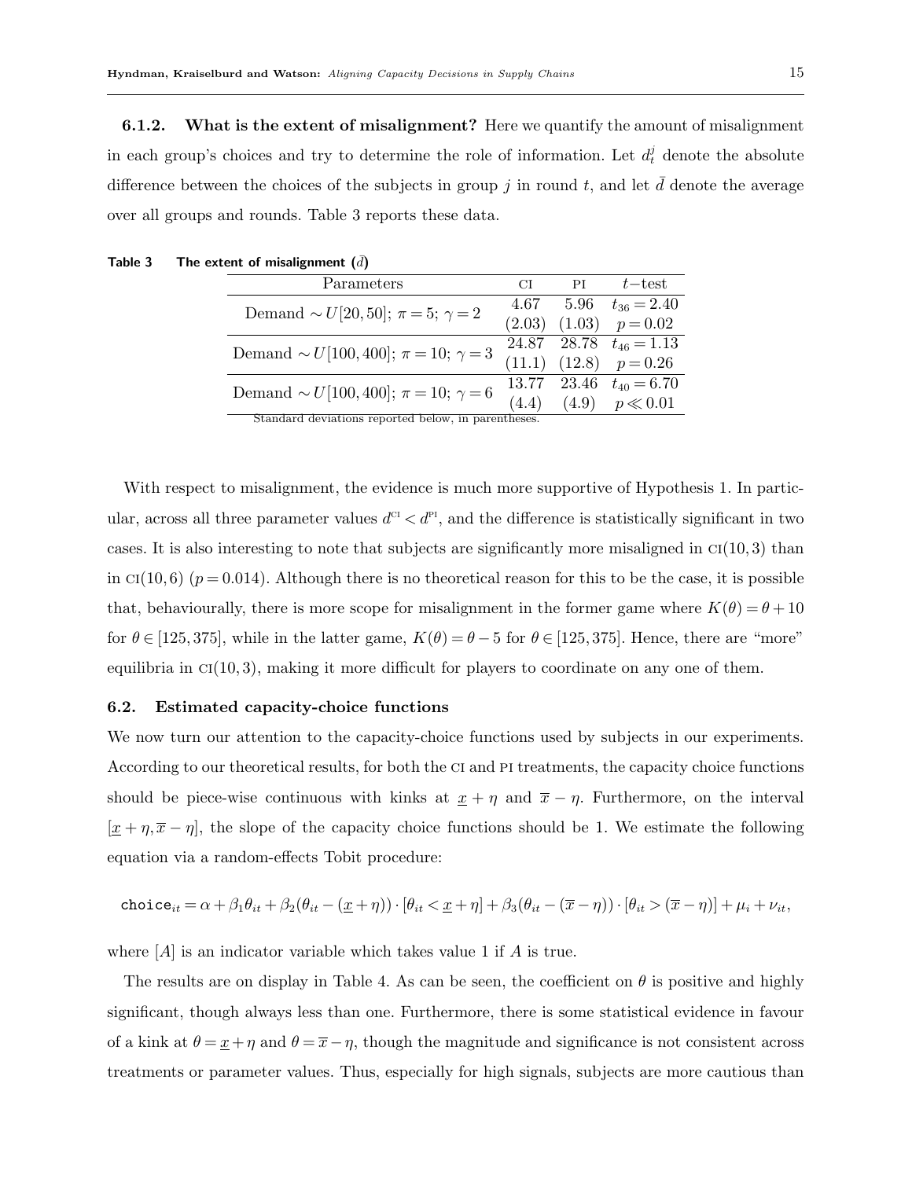**6.1.2. What is the extent of misalignment?** Here we quantify the amount of misalignment in each group's choices and try to determine the role of information. Let $d_t^j$ denote the absolute difference between the choices of the subjects in group $j$ in round $t$, and let $\bar{d}$ denote the average over all groups and rounds. Table 3 reports these data.

**Table 3 The extent of misalignment ($\bar{d}$)**

| Parameters | CI | PI | $t-$test |
|---|---|---|---|
| Demand $\sim U[20, 50]$; $\pi = 5$; $\gamma = 2$ | 4.67 | 5.96 | $t_{36} = 2.40$ |
| | (2.03) | (1.03) | $p = 0.02$ |
| Demand $\sim U[100, 400]$; $\pi = 10$; $\gamma = 3$ | 24.87 | 28.78 | $t_{46} = 1.13$ |
| | (11.1) | (12.8) | $p = 0.26$ |
| Demand $\sim U[100, 400]$; $\pi = 10$; $\gamma = 6$ | 13.77 | 23.46 | $t_{40} = 6.70$ |
| | (4.4) | (4.9) | $p \ll 0.01$ |

Standard deviations reported below, in parentheses.

With respect to misalignment, the evidence is much more supportive of Hypothesis 1. In particular, across all three parameter values $d^{\text{CI}} < d^{\text{PI}}$, and the difference is statistically significant in two cases. It is also interesting to note that subjects are significantly more misaligned in CI(10, 3) than in CI(10, 6) ($p = 0.014$). Although there is no theoretical reason for this to be the case, it is possible that, behaviourally, there is more scope for misalignment in the former game where $K(\theta) = \theta + 10$ for $\theta \in [125, 375]$, while in the latter game, $K(\theta) = \theta - 5$ for $\theta \in [125, 375]$. Hence, there are "more" equilibria in CI(10, 3), making it more difficult for players to coordinate on any one of them.

### 6.2. Estimated capacity-choice functions

We now turn our attention to the capacity-choice functions used by subjects in our experiments. According to our theoretical results, for both the CI and PI treatments, the capacity choice functions should be piece-wise continuous with kinks at $\underline{x} + \eta$ and $\overline{x} - \eta$. Furthermore, on the interval $[\underline{x} + \eta, \overline{x} - \eta]$, the slope of the capacity choice functions should be 1. We estimate the following equation via a random-effects Tobit procedure:

$$\texttt{choice}_{it} = \alpha + \beta_1 \theta_{it} + \beta_2 (\theta_{it} - (\underline{x} + \eta)) \cdot [\theta_{it} < \underline{x} + \eta] + \beta_3 (\theta_{it} - (\overline{x} - \eta)) \cdot [\theta_{it} > (\overline{x} - \eta)] + \mu_i + \nu_{it},$$

where $[A]$ is an indicator variable which takes value 1 if $A$ is true.

The results are on display in Table 4. As can be seen, the coefficient on $\theta$ is positive and highly significant, though always less than one. Furthermore, there is some statistical evidence in favour of a kink at $\theta = \underline{x} + \eta$ and $\theta = \overline{x} - \eta$, though the magnitude and significance is not consistent across treatments or parameter values. Thus, especially for high signals, subjects are more cautious than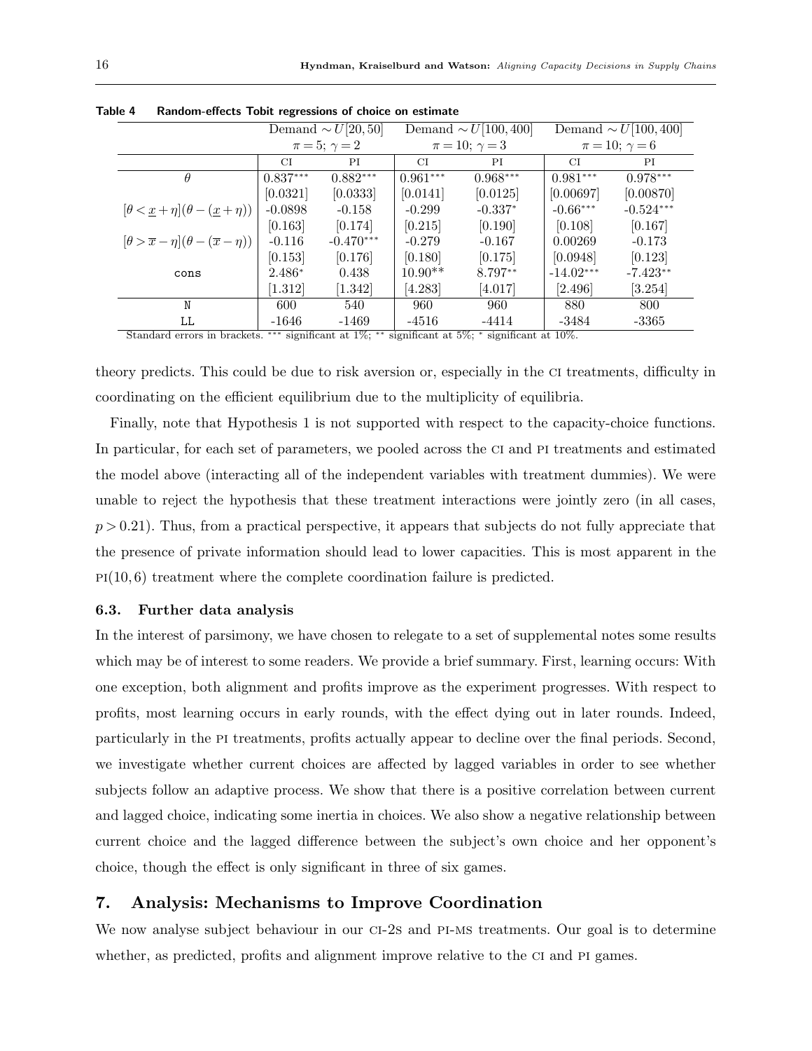**Table 4    Random-effects Tobit regressions of choice on estimate**

| | Demand $\sim U[20,50]$ $\pi=5$; $\gamma=2$ | | Demand $\sim U[100,400]$ $\pi=10$; $\gamma=3$ | | Demand $\sim U[100,400]$ $\pi=10$; $\gamma=6$ | |
|---|---|---|---|---|---|---|
| | CI | PI | CI | PI | CI | PI |
| $\theta$ | $0.837^{***}$ | $0.882^{***}$ | $0.961^{***}$ | $0.968^{***}$ | $0.981^{***}$ | $0.978^{***}$ |
| | [0.0321] | [0.0333] | [0.0141] | [0.0125] | [0.00697] | [0.00870] |
| $[\theta < \underline{x}+\eta](\theta-(\underline{x}+\eta))$ | -0.0898 | -0.158 | -0.299 | $-0.337^{*}$ | $-0.66^{***}$ | $-0.524^{***}$ |
| | [0.163] | [0.174] | [0.215] | [0.190] | [0.108] | [0.167] |
| $[\theta > \overline{x}-\eta](\theta-(\overline{x}-\eta))$ | -0.116 | $-0.470^{***}$ | -0.279 | -0.167 | 0.00269 | -0.173 |
| | [0.153] | [0.176] | [0.180] | [0.175] | [0.0948] | [0.123] |
| cons | $2.486^{*}$ | 0.438 | $10.90^{**}$ | $8.797^{**}$ | $-14.02^{***}$ | $-7.423^{**}$ |
| | [1.312] | [1.342] | [4.283] | [4.017] | [2.496] | [3.254] |
| N | 600 | 540 | 960 | 960 | 880 | 800 |
| LL | -1646 | -1469 | -4516 | -4414 | -3484 | -3365 |

Standard errors in brackets. *** significant at 1%; ** significant at 5%; * significant at 10%.

theory predicts. This could be due to risk aversion or, especially in the CI treatments, difficulty in coordinating on the efficient equilibrium due to the multiplicity of equilibria.

Finally, note that Hypothesis 1 is not supported with respect to the capacity-choice functions. In particular, for each set of parameters, we pooled across the CI and PI treatments and estimated the model above (interacting all of the independent variables with treatment dummies). We were unable to reject the hypothesis that these treatment interactions were jointly zero (in all cases, $p > 0.21$). Thus, from a practical perspective, it appears that subjects do not fully appreciate that the presence of private information should lead to lower capacities. This is most apparent in the PI(10, 6) treatment where the complete coordination failure is predicted.

### 6.3. Further data analysis

In the interest of parsimony, we have chosen to relegate to a set of supplemental notes some results which may be of interest to some readers. We provide a brief summary. First, learning occurs: With one exception, both alignment and profits improve as the experiment progresses. With respect to profits, most learning occurs in early rounds, with the effect dying out in later rounds. Indeed, particularly in the PI treatments, profits actually appear to decline over the final periods. Second, we investigate whether current choices are affected by lagged variables in order to see whether subjects follow an adaptive process. We show that there is a positive correlation between current and lagged choice, indicating some inertia in choices. We also show a negative relationship between current choice and the lagged difference between the subject's own choice and her opponent's choice, though the effect is only significant in three of six games.

## 7. Analysis: Mechanisms to Improve Coordination

We now analyse subject behaviour in our CI-2S and PI-MS treatments. Our goal is to determine whether, as predicted, profits and alignment improve relative to the CI and PI games.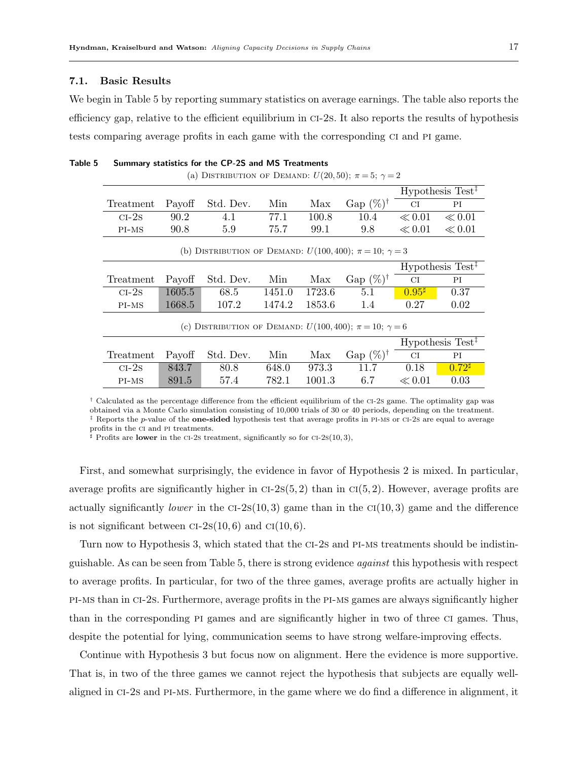### 7.1. Basic Results

We begin in Table 5 by reporting summary statistics on average earnings. The table also reports the efficiency gap, relative to the efficient equilibrium in CI-2S. It also reports the results of hypothesis tests comparing average profits in each game with the corresponding CI and PI game.

**Table 5 Summary statistics for the CP-2S and MS Treatments**

(a) Distribution of Demand: $U(20,50)$; $\pi = 5$; $\gamma = 2$

| | | | | | | Hypothesis Test[‡] | |
|---|---|---|---|---|---|---|---|
| Treatment | Payoff | Std. Dev. | Min | Max | Gap (%)[†] | CI | PI |
| CI-2S | 90.2 | 4.1 | 77.1 | 100.8 | 10.4 | $\ll 0.01$ | $\ll 0.01$ |
| PI-MS | 90.8 | 5.9 | 75.7 | 99.1 | 9.8 | $\ll 0.01$ | $\ll 0.01$ |

(b) Distribution of Demand: $U(100,400)$; $\pi = 10$; $\gamma = 3$

| | | | | | | Hypothesis Test[‡] | |
|---|---|---|---|---|---|---|---|
| Treatment | Payoff | Std. Dev. | Min | Max | Gap (%)[†] | CI | PI |
| CI-2S | 1605.5 | 68.5 | 1451.0 | 1723.6 | 5.1 | 0.95[♯] | 0.37 |
| PI-MS | 1668.5 | 107.2 | 1474.2 | 1853.6 | 1.4 | 0.27 | 0.02 |

(c) Distribution of Demand: $U(100,400)$; $\pi = 10$; $\gamma = 6$

| | | | | | | Hypothesis Test[‡] | |
|---|---|---|---|---|---|---|---|
| Treatment | Payoff | Std. Dev. | Min | Max | Gap (%)[†] | CI | PI |
| CI-2S | 843.7 | 80.8 | 648.0 | 973.3 | 11.7 | 0.18 | 0.72[♯] |
| PI-MS | 891.5 | 57.4 | 782.1 | 1001.3 | 6.7 | $\ll 0.01$ | 0.03 |

[†] Calculated as the percentage difference from the efficient equilibrium of the CI-2S game. The optimality gap was obtained via a Monte Carlo simulation consisting of 10,000 trials of 30 or 40 periods, depending on the treatment.
[‡] Reports the $p$-value of the **one-sided** hypothesis test that average profits in PI-MS or CI-2S are equal to average profits in the CI and PI treatments.
[♯] Profits are **lower** in the CI-2S treatment, significantly so for CI-2S(10, 3),

First, and somewhat surprisingly, the evidence in favor of Hypothesis 2 is mixed. In particular, average profits are significantly higher in CI-2S(5, 2) than in CI(5, 2). However, average profits are actually significantly *lower* in the CI-2S(10, 3) game than in the CI(10, 3) game and the difference is not significant between CI-2S(10, 6) and CI(10, 6).

Turn now to Hypothesis 3, which stated that the CI-2S and PI-MS treatments should be indistinguishable. As can be seen from Table 5, there is strong evidence *against* this hypothesis with respect to average profits. In particular, for two of the three games, average profits are actually higher in PI-MS than in CI-2S. Furthermore, average profits in the PI-MS games are always significantly higher than in the corresponding PI games and are significantly higher in two of three CI games. Thus, despite the potential for lying, communication seems to have strong welfare-improving effects.

Continue with Hypothesis 3 but focus now on alignment. Here the evidence is more supportive. That is, in two of the three games we cannot reject the hypothesis that subjects are equally well-aligned in CI-2S and PI-MS. Furthermore, in the game where we do find a difference in alignment, it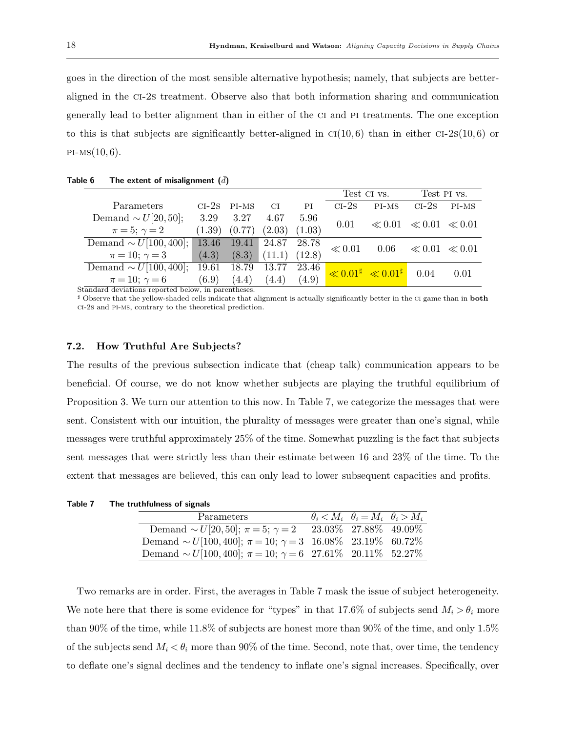goes in the direction of the most sensible alternative hypothesis; namely, that subjects are better-aligned in the CI-2S treatment. Observe also that both information sharing and communication generally lead to better alignment than in either of the CI and PI treatments. The one exception to this is that subjects are significantly better-aligned in CI$(10,6)$ than in either CI-2S$(10,6)$ or PI-MS$(10,6)$.

**Table 6  The extent of misalignment ($\bar{d}$)**

| Parameters | CI-2S | PI-MS | CI | PI | Test CI vs. CI-2S | Test CI vs. PI-MS | Test PI vs. CI-2S | Test PI vs. PI-MS |
|---|---|---|---|---|---|---|---|---|
| Demand $\sim U[20,50]$; $\pi=5$; $\gamma=2$ | 3.29 (1.39) | 3.27 (0.77) | 4.67 (2.03) | 5.96 (1.03) | 0.01 | $\ll 0.01$ | $\ll 0.01$ | $\ll 0.01$ |
| Demand $\sim U[100,400]$; $\pi=10$; $\gamma=3$ | 13.46 (4.3) | 19.41 (8.3) | 24.87 (11.1) | 28.78 (12.8) | $\ll 0.01$ | 0.06 | $\ll 0.01$ | $\ll 0.01$ |
| Demand $\sim U[100,400]$; $\pi=10$; $\gamma=6$ | 19.61 (6.9) | 18.79 (4.4) | 13.77 (4.4) | 23.46 (4.9) | $\ll 0.01^\sharp$ | $\ll 0.01^\sharp$ | 0.04 | 0.01 |

Standard deviations reported below, in parentheses.
$^\sharp$ Observe that the yellow-shaded cells indicate that alignment is actually significantly better in the CI game than in **both** CI-2S and PI-MS, contrary to the theoretical prediction.

### 7.2. How Truthful Are Subjects?

The results of the previous subsection indicate that (cheap talk) communication appears to be beneficial. Of course, we do not know whether subjects are playing the truthful equilibrium of Proposition 3. We turn our attention to this now. In Table 7, we categorize the messages that were sent. Consistent with our intuition, the plurality of messages were greater than one's signal, while messages were truthful approximately 25% of the time. Somewhat puzzling is the fact that subjects sent messages that were strictly less than their estimate between 16 and 23% of the time. To the extent that messages are believed, this can only lead to lower subsequent capacities and profits.

**Table 7  The truthfulness of signals**

| Parameters | $\theta_i < M_i$ | $\theta_i = M_i$ | $\theta_i > M_i$ |
|---|---|---|---|
| Demand $\sim U[20,50]$; $\pi=5$; $\gamma=2$ | 23.03% | 27.88% | 49.09% |
| Demand $\sim U[100,400]$; $\pi=10$; $\gamma=3$ | 16.08% | 23.19% | 60.72% |
| Demand $\sim U[100,400]$; $\pi=10$; $\gamma=6$ | 27.61% | 20.11% | 52.27% |

Two remarks are in order. First, the averages in Table 7 mask the issue of subject heterogeneity. We note here that there is some evidence for "types" in that 17.6% of subjects send $M_i > \theta_i$ more than 90% of the time, while 11.8% of subjects are honest more than 90% of the time, and only 1.5% of the subjects send $M_i < \theta_i$ more than 90% of the time. Second, note that, over time, the tendency to deflate one's signal declines and the tendency to inflate one's signal increases. Specifically, over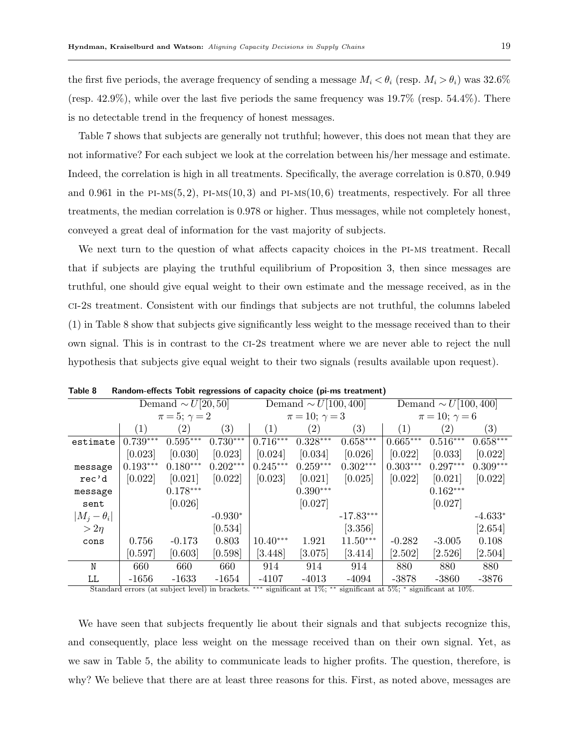the first five periods, the average frequency of sending a message $M_i < \theta_i$ (resp. $M_i > \theta_i$) was 32.6% (resp. 42.9%), while over the last five periods the same frequency was 19.7% (resp. 54.4%). There is no detectable trend in the frequency of honest messages.

Table 7 shows that subjects are generally not truthful; however, this does not mean that they are not informative? For each subject we look at the correlation between his/her message and estimate. Indeed, the correlation is high in all treatments. Specifically, the average correlation is 0.870, 0.949 and 0.961 in the PI-MS(5,2), PI-MS(10,3) and PI-MS(10,6) treatments, respectively. For all three treatments, the median correlation is 0.978 or higher. Thus messages, while not completely honest, conveyed a great deal of information for the vast majority of subjects.

We next turn to the question of what affects capacity choices in the PI-MS treatment. Recall that if subjects are playing the truthful equilibrium of Proposition 3, then since messages are truthful, one should give equal weight to their own estimate and the message received, as in the CI-2S treatment. Consistent with our findings that subjects are not truthful, the columns labeled (1) in Table 8 show that subjects give significantly less weight to the message received than to their own signal. This is in contrast to the CI-2S treatment where we are never able to reject the null hypothesis that subjects give equal weight to their two signals (results available upon request).

**Table 8** Random-effects Tobit regressions of capacity choice (pi-ms treatment)

| | Demand $\sim U[20, 50]$ $\pi = 5$; $\gamma = 2$ | | | Demand $\sim U[100, 400]$ $\pi = 10$; $\gamma = 3$ | | | Demand $\sim U[100, 400]$ $\pi = 10$; $\gamma = 6$ | | |
|---|---|---|---|---|---|---|---|---|---|
| | (1) | (2) | (3) | (1) | (2) | (3) | (1) | (2) | (3) |
| estimate | 0.739*** | 0.595*** | 0.730*** | 0.716*** | 0.328*** | 0.658*** | 0.665*** | 0.516*** | 0.658*** |
| | [0.023] | [0.030] | [0.023] | [0.024] | [0.034] | [0.026] | [0.022] | [0.033] | [0.022] |
| message rec'd | 0.193*** | 0.180*** | 0.202*** | 0.245*** | 0.259*** | 0.302*** | 0.303*** | 0.297*** | 0.309*** |
| | [0.022] | [0.021] | [0.022] | [0.023] | [0.021] | [0.025] | [0.022] | [0.021] | [0.022] |
| message sent | | 0.178*** | | | 0.390*** | | | 0.162*** | |
| | | [0.026] | | | [0.027] | | | [0.027] | |
| $\lvert M_j - \theta_i \rvert > 2\eta$ | | | -0.930* | | | -17.83*** | | | -4.633* |
| | | | [0.534] | | | [3.356] | | | [2.654] |
| cons | 0.756 | -0.173 | 0.803 | 10.40*** | 1.921 | 11.50*** | -0.282 | -3.005 | 0.108 |
| | [0.597] | [0.603] | [0.598] | [3.448] | [3.075] | [3.414] | [2.502] | [2.526] | [2.504] |
| N | 660 | 660 | 660 | 914 | 914 | 914 | 880 | 880 | 880 |
| LL | -1656 | -1633 | -1654 | -4107 | -4013 | -4094 | -3878 | -3860 | -3876 |

Standard errors (at subject level) in brackets. *** significant at 1%; ** significant at 5%; * significant at 10%.

We have seen that subjects frequently lie about their signals and that subjects recognize this, and consequently, place less weight on the message received than on their own signal. Yet, as we saw in Table 5, the ability to communicate leads to higher profits. The question, therefore, is why? We believe that there are at least three reasons for this. First, as noted above, messages are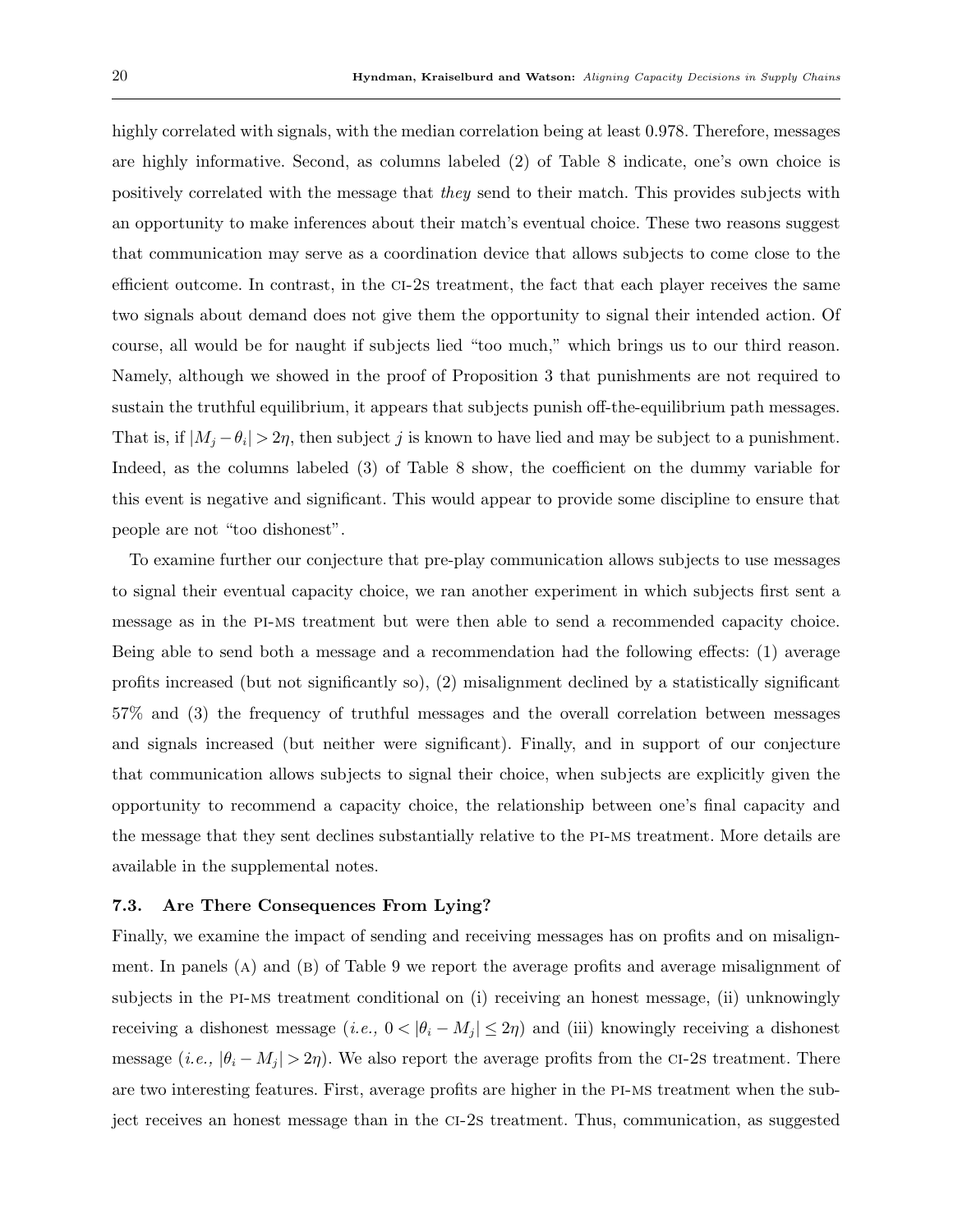highly correlated with signals, with the median correlation being at least 0.978. Therefore, messages are highly informative. Second, as columns labeled (2) of Table 8 indicate, one's own choice is positively correlated with the message that *they* send to their match. This provides subjects with an opportunity to make inferences about their match's eventual choice. These two reasons suggest that communication may serve as a coordination device that allows subjects to come close to the efficient outcome. In contrast, in the CI-2S treatment, the fact that each player receives the same two signals about demand does not give them the opportunity to signal their intended action. Of course, all would be for naught if subjects lied "too much," which brings us to our third reason. Namely, although we showed in the proof of Proposition 3 that punishments are not required to sustain the truthful equilibrium, it appears that subjects punish off-the-equilibrium path messages. That is, if $|M_j - \theta_i| > 2\eta$, then subject $j$ is known to have lied and may be subject to a punishment. Indeed, as the columns labeled (3) of Table 8 show, the coefficient on the dummy variable for this event is negative and significant. This would appear to provide some discipline to ensure that people are not "too dishonest".

To examine further our conjecture that pre-play communication allows subjects to use messages to signal their eventual capacity choice, we ran another experiment in which subjects first sent a message as in the PI-MS treatment but were then able to send a recommended capacity choice. Being able to send both a message and a recommendation had the following effects: (1) average profits increased (but not significantly so), (2) misalignment declined by a statistically significant 57% and (3) the frequency of truthful messages and the overall correlation between messages and signals increased (but neither were significant). Finally, and in support of our conjecture that communication allows subjects to signal their choice, when subjects are explicitly given the opportunity to recommend a capacity choice, the relationship between one's final capacity and the message that they sent declines substantially relative to the PI-MS treatment. More details are available in the supplemental notes.

### 7.3. Are There Consequences From Lying?

Finally, we examine the impact of sending and receiving messages has on profits and on misalignment. In panels (A) and (B) of Table 9 we report the average profits and average misalignment of subjects in the PI-MS treatment conditional on (i) receiving an honest message, (ii) unknowingly receiving a dishonest message (*i.e.,* $0 < |\theta_i - M_j| \leq 2\eta$) and (iii) knowingly receiving a dishonest message (*i.e.,* $|\theta_i - M_j| > 2\eta$). We also report the average profits from the CI-2S treatment. There are two interesting features. First, average profits are higher in the PI-MS treatment when the subject receives an honest message than in the CI-2S treatment. Thus, communication, as suggested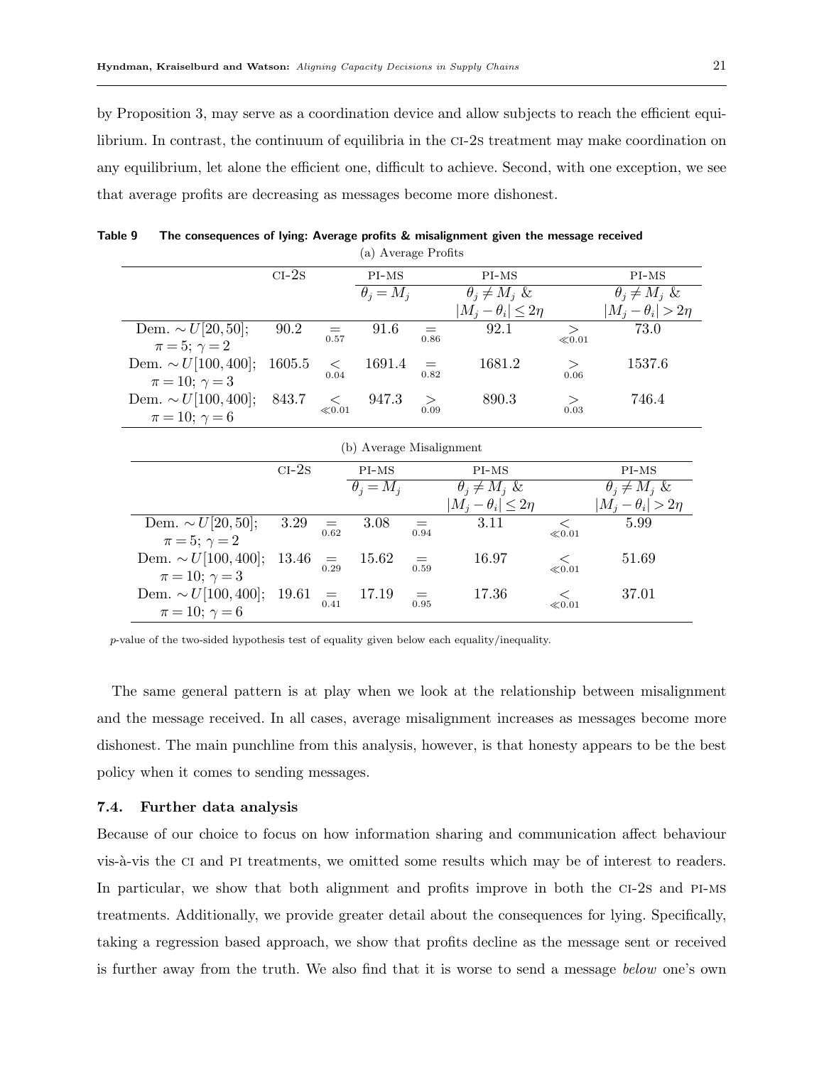by Proposition 3, may serve as a coordination device and allow subjects to reach the efficient equilibrium. In contrast, the continuum of equilibria in the CI-2S treatment may make coordination on any equilibrium, let alone the efficient one, difficult to achieve. Second, with one exception, we see that average profits are decreasing as messages become more dishonest.

**Table 9 The consequences of lying: Average profits & misalignment given the message received**

(a) Average Profits

| | CI-2S | | PI-MS $\theta_j = M_j$ | | PI-MS $\theta_j \neq M_j$ & $\lvert M_j - \theta_i \rvert \leq 2\eta$ | | PI-MS $\theta_j \neq M_j$ & $\lvert M_j - \theta_i \rvert > 2\eta$ |
|---|---|---|---|---|---|---|---|
| Dem. $\sim U[20,50]$; $\pi = 5$; $\gamma = 2$ | 90.2 | $\underset{0.57}{=}$ | 91.6 | $\underset{0.86}{=}$ | 92.1 | $\underset{\ll 0.01}{>}$ | 73.0 |
| Dem. $\sim U[100,400]$; $\pi = 10$; $\gamma = 3$ | 1605.5 | $\underset{0.04}{<}$ | 1691.4 | $\underset{0.82}{=}$ | 1681.2 | $\underset{0.06}{>}$ | 1537.6 |
| Dem. $\sim U[100,400]$; $\pi = 10$; $\gamma = 6$ | 843.7 | $\underset{\ll 0.01}{<}$ | 947.3 | $\underset{0.09}{>}$ | 890.3 | $\underset{0.03}{>}$ | 746.4 |

(b) Average Misalignment

| | CI-2S | | PI-MS $\theta_j = M_j$ | | PI-MS $\theta_j \neq M_j$ & $\lvert M_j - \theta_i \rvert \leq 2\eta$ | | PI-MS $\theta_j \neq M_j$ & $\lvert M_j - \theta_i \rvert > 2\eta$ |
|---|---|---|---|---|---|---|---|
| Dem. $\sim U[20,50]$; $\pi = 5$; $\gamma = 2$ | 3.29 | $\underset{0.62}{=}$ | 3.08 | $\underset{0.94}{=}$ | 3.11 | $\underset{\ll 0.01}{<}$ | 5.99 |
| Dem. $\sim U[100,400]$; $\pi = 10$; $\gamma = 3$ | 13.46 | $\underset{0.29}{=}$ | 15.62 | $\underset{0.59}{=}$ | 16.97 | $\underset{\ll 0.01}{<}$ | 51.69 |
| Dem. $\sim U[100,400]$; $\pi = 10$; $\gamma = 6$ | 19.61 | $\underset{0.41}{=}$ | 17.19 | $\underset{0.95}{=}$ | 17.36 | $\underset{\ll 0.01}{<}$ | 37.01 |

$p$-value of the two-sided hypothesis test of equality given below each equality/inequality.

The same general pattern is at play when we look at the relationship between misalignment and the message received. In all cases, average misalignment increases as messages become more dishonest. The main punchline from this analysis, however, is that honesty appears to be the best policy when it comes to sending messages.

### 7.4. Further data analysis

Because of our choice to focus on how information sharing and communication affect behaviour vis-à-vis the CI and PI treatments, we omitted some results which may be of interest to readers. In particular, we show that both alignment and profits improve in both the CI-2S and PI-MS treatments. Additionally, we provide greater detail about the consequences for lying. Specifically, taking a regression based approach, we show that profits decline as the message sent or received is further away from the truth. We also find that it is worse to send a message *below* one's own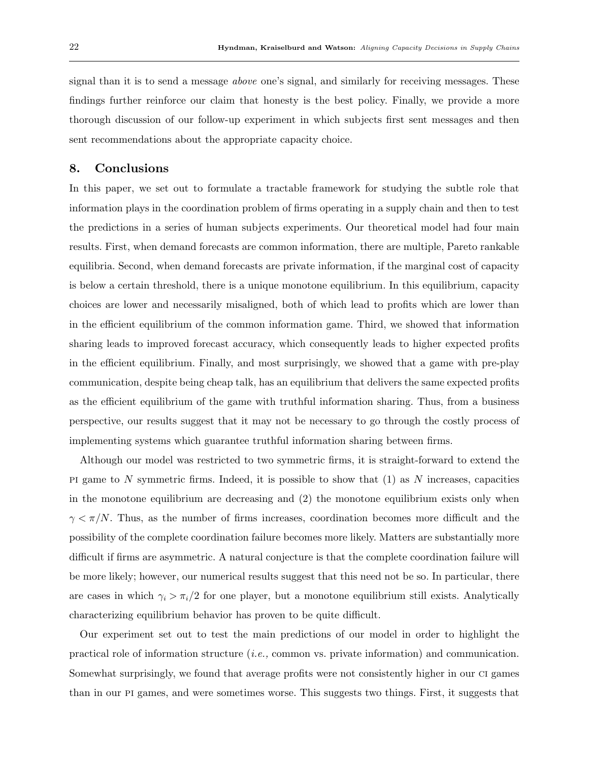signal than it is to send a message *above* one's signal, and similarly for receiving messages. These findings further reinforce our claim that honesty is the best policy. Finally, we provide a more thorough discussion of our follow-up experiment in which subjects first sent messages and then sent recommendations about the appropriate capacity choice.

## 8. Conclusions

In this paper, we set out to formulate a tractable framework for studying the subtle role that information plays in the coordination problem of firms operating in a supply chain and then to test the predictions in a series of human subjects experiments. Our theoretical model had four main results. First, when demand forecasts are common information, there are multiple, Pareto rankable equilibria. Second, when demand forecasts are private information, if the marginal cost of capacity is below a certain threshold, there is a unique monotone equilibrium. In this equilibrium, capacity choices are lower and necessarily misaligned, both of which lead to profits which are lower than in the efficient equilibrium of the common information game. Third, we showed that information sharing leads to improved forecast accuracy, which consequently leads to higher expected profits in the efficient equilibrium. Finally, and most surprisingly, we showed that a game with pre-play communication, despite being cheap talk, has an equilibrium that delivers the same expected profits as the efficient equilibrium of the game with truthful information sharing. Thus, from a business perspective, our results suggest that it may not be necessary to go through the costly process of implementing systems which guarantee truthful information sharing between firms.

Although our model was restricted to two symmetric firms, it is straight-forward to extend the PI game to $N$ symmetric firms. Indeed, it is possible to show that (1) as $N$ increases, capacities in the monotone equilibrium are decreasing and (2) the monotone equilibrium exists only when $\gamma < \pi/N$. Thus, as the number of firms increases, coordination becomes more difficult and the possibility of the complete coordination failure becomes more likely. Matters are substantially more difficult if firms are asymmetric. A natural conjecture is that the complete coordination failure will be more likely; however, our numerical results suggest that this need not be so. In particular, there are cases in which $\gamma_i > \pi_i/2$ for one player, but a monotone equilibrium still exists. Analytically characterizing equilibrium behavior has proven to be quite difficult.

Our experiment set out to test the main predictions of our model in order to highlight the practical role of information structure (*i.e.,* common vs. private information) and communication. Somewhat surprisingly, we found that average profits were not consistently higher in our CI games than in our PI games, and were sometimes worse. This suggests two things. First, it suggests that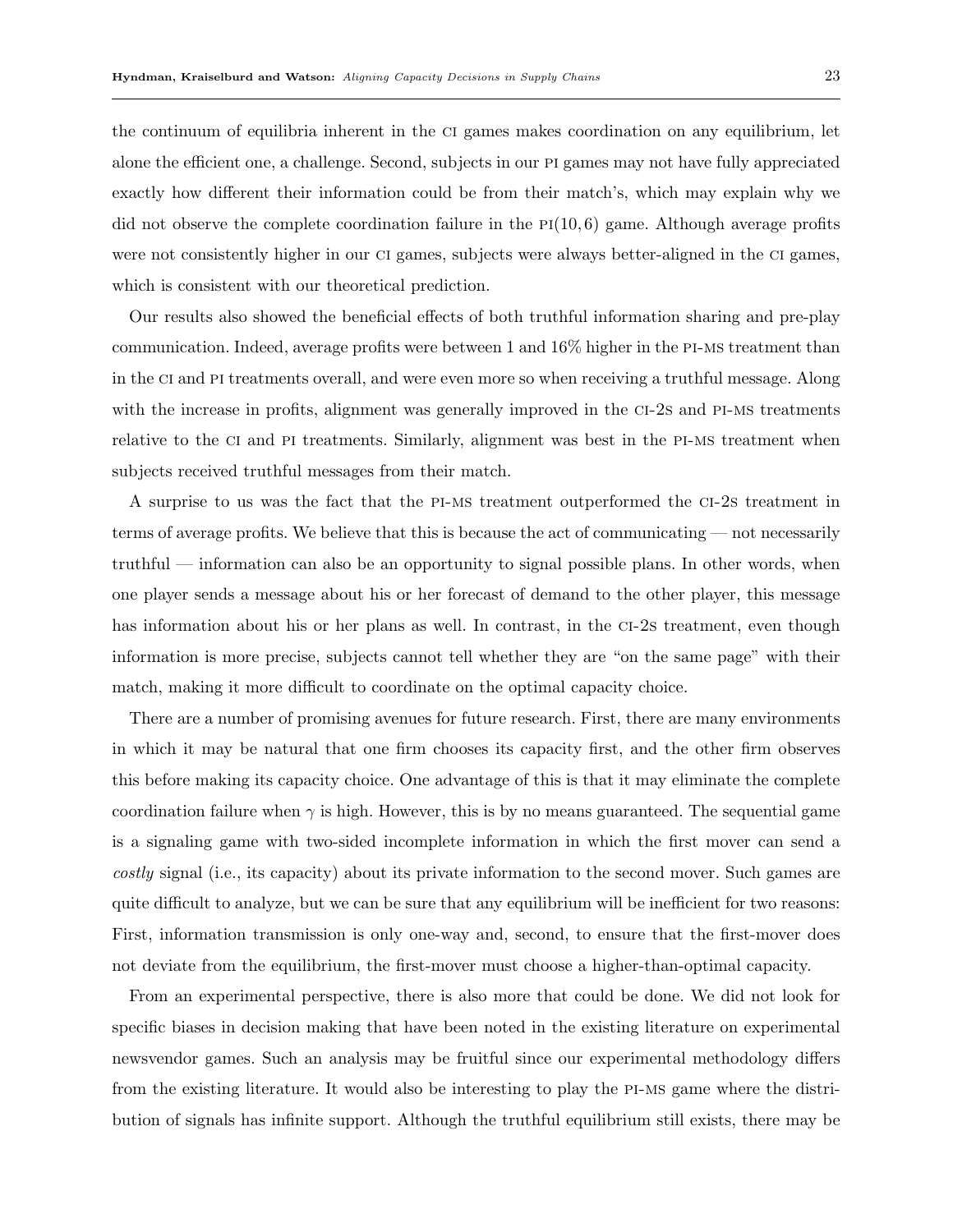the continuum of equilibria inherent in the CI games makes coordination on any equilibrium, let alone the efficient one, a challenge. Second, subjects in our PI games may not have fully appreciated exactly how different their information could be from their match's, which may explain why we did not observe the complete coordination failure in the PI$(10, 6)$ game. Although average profits were not consistently higher in our CI games, subjects were always better-aligned in the CI games, which is consistent with our theoretical prediction.

Our results also showed the beneficial effects of both truthful information sharing and pre-play communication. Indeed, average profits were between 1 and 16% higher in the PI-MS treatment than in the CI and PI treatments overall, and were even more so when receiving a truthful message. Along with the increase in profits, alignment was generally improved in the CI-2S and PI-MS treatments relative to the CI and PI treatments. Similarly, alignment was best in the PI-MS treatment when subjects received truthful messages from their match.

A surprise to us was the fact that the PI-MS treatment outperformed the CI-2S treatment in terms of average profits. We believe that this is because the act of communicating — not necessarily truthful — information can also be an opportunity to signal possible plans. In other words, when one player sends a message about his or her forecast of demand to the other player, this message has information about his or her plans as well. In contrast, in the CI-2S treatment, even though information is more precise, subjects cannot tell whether they are "on the same page" with their match, making it more difficult to coordinate on the optimal capacity choice.

There are a number of promising avenues for future research. First, there are many environments in which it may be natural that one firm chooses its capacity first, and the other firm observes this before making its capacity choice. One advantage of this is that it may eliminate the complete coordination failure when $\gamma$ is high. However, this is by no means guaranteed. The sequential game is a signaling game with two-sided incomplete information in which the first mover can send a *costly* signal (i.e., its capacity) about its private information to the second mover. Such games are quite difficult to analyze, but we can be sure that any equilibrium will be inefficient for two reasons: First, information transmission is only one-way and, second, to ensure that the first-mover does not deviate from the equilibrium, the first-mover must choose a higher-than-optimal capacity.

From an experimental perspective, there is also more that could be done. We did not look for specific biases in decision making that have been noted in the existing literature on experimental newsvendor games. Such an analysis may be fruitful since our experimental methodology differs from the existing literature. It would also be interesting to play the PI-MS game where the distribution of signals has infinite support. Although the truthful equilibrium still exists, there may be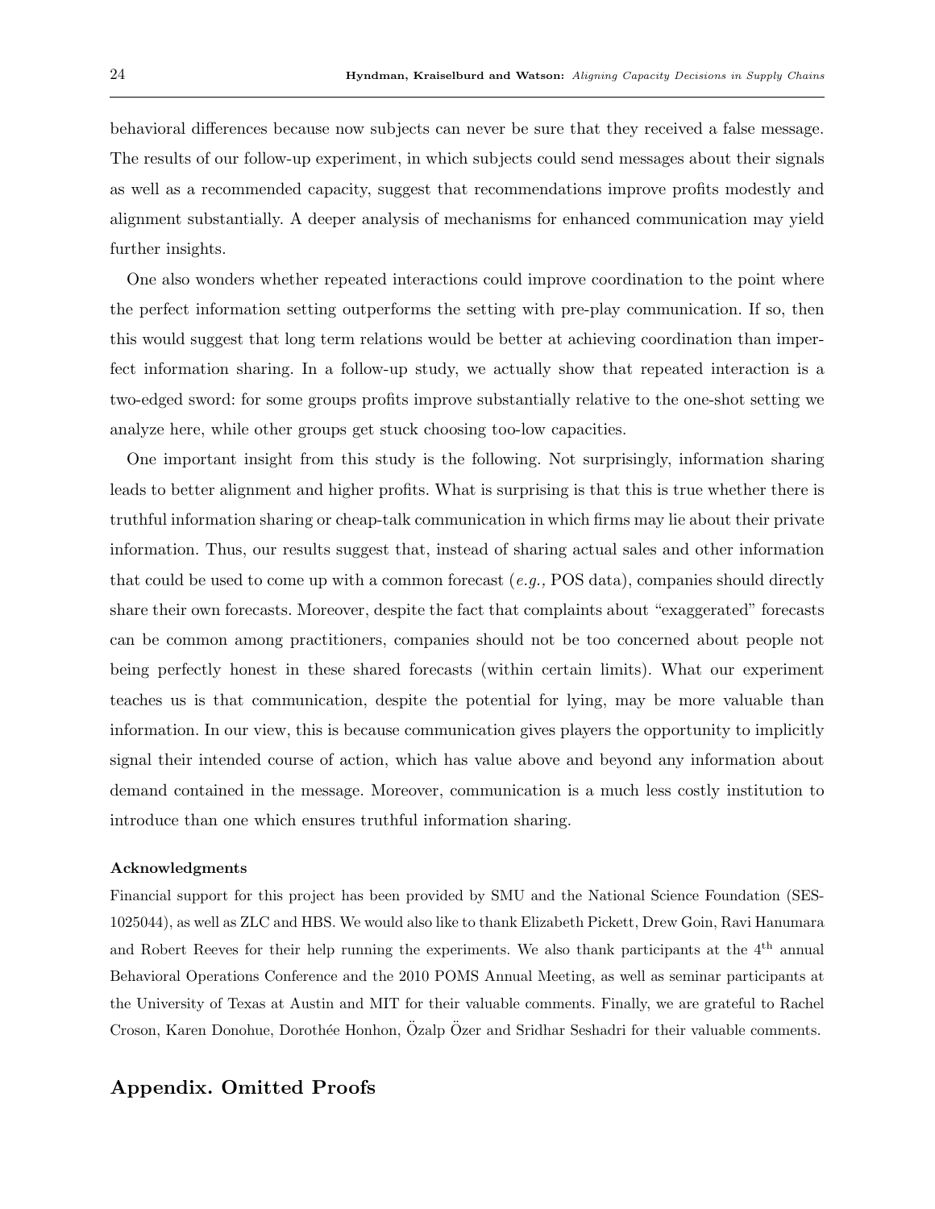behavioral differences because now subjects can never be sure that they received a false message. The results of our follow-up experiment, in which subjects could send messages about their signals as well as a recommended capacity, suggest that recommendations improve profits modestly and alignment substantially. A deeper analysis of mechanisms for enhanced communication may yield further insights.

One also wonders whether repeated interactions could improve coordination to the point where the perfect information setting outperforms the setting with pre-play communication. If so, then this would suggest that long term relations would be better at achieving coordination than imperfect information sharing. In a follow-up study, we actually show that repeated interaction is a two-edged sword: for some groups profits improve substantially relative to the one-shot setting we analyze here, while other groups get stuck choosing too-low capacities.

One important insight from this study is the following. Not surprisingly, information sharing leads to better alignment and higher profits. What is surprising is that this is true whether there is truthful information sharing or cheap-talk communication in which firms may lie about their private information. Thus, our results suggest that, instead of sharing actual sales and other information that could be used to come up with a common forecast (*e.g.,* POS data), companies should directly share their own forecasts. Moreover, despite the fact that complaints about "exaggerated" forecasts can be common among practitioners, companies should not be too concerned about people not being perfectly honest in these shared forecasts (within certain limits). What our experiment teaches us is that communication, despite the potential for lying, may be more valuable than information. In our view, this is because communication gives players the opportunity to implicitly signal their intended course of action, which has value above and beyond any information about demand contained in the message. Moreover, communication is a much less costly institution to introduce than one which ensures truthful information sharing.

#### Acknowledgments

Financial support for this project has been provided by SMU and the National Science Foundation (SES-1025044), as well as ZLC and HBS. We would also like to thank Elizabeth Pickett, Drew Goin, Ravi Hanumara and Robert Reeves for their help running the experiments. We also thank participants at the 4th annual Behavioral Operations Conference and the 2010 POMS Annual Meeting, as well as seminar participants at the University of Texas at Austin and MIT for their valuable comments. Finally, we are grateful to Rachel Croson, Karen Donohue, Dorothée Honhon, Özalp Özer and Sridhar Seshadri for their valuable comments.

## Appendix. Omitted Proofs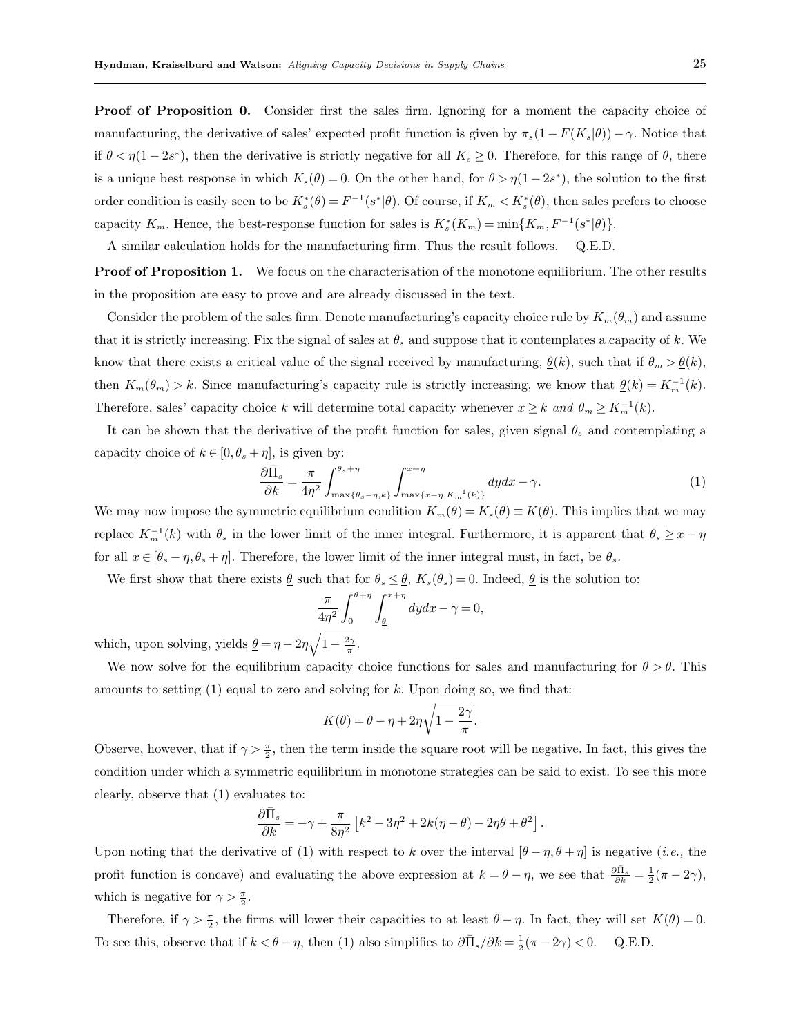**Proof of Proposition 0.** Consider first the sales firm. Ignoring for a moment the capacity choice of manufacturing, the derivative of sales' expected profit function is given by $\pi_s(1 - F(K_s|\theta)) - \gamma$. Notice that if $\theta < \eta(1-2s^*)$, then the derivative is strictly negative for all $K_s \geq 0$. Therefore, for this range of $\theta$, there is a unique best response in which $K_s(\theta) = 0$. On the other hand, for $\theta > \eta(1-2s^*)$, the solution to the first order condition is easily seen to be $K_s^*(\theta) = F^{-1}(s^*|\theta)$. Of course, if $K_m < K_s^*(\theta)$, then sales prefers to choose capacity $K_m$. Hence, the best-response function for sales is $K_s^*(K_m) = \min\{K_m, F^{-1}(s^*|\theta)\}$.

A similar calculation holds for the manufacturing firm. Thus the result follows. Q.E.D.

**Proof of Proposition 1.** We focus on the characterisation of the monotone equilibrium. The other results in the proposition are easy to prove and are already discussed in the text.

Consider the problem of the sales firm. Denote manufacturing's capacity choice rule by $K_m(\theta_m)$ and assume that it is strictly increasing. Fix the signal of sales at $\theta_s$ and suppose that it contemplates a capacity of $k$. We know that there exists a critical value of the signal received by manufacturing, $\underline{\theta}(k)$, such that if $\theta_m > \underline{\theta}(k)$, then $K_m(\theta_m) > k$. Since manufacturing's capacity rule is strictly increasing, we know that $\underline{\theta}(k) = K_m^{-1}(k)$. Therefore, sales' capacity choice $k$ will determine total capacity whenever $x \geq k$ *and* $\theta_m \geq K_m^{-1}(k)$.

It can be shown that the derivative of the profit function for sales, given signal $\theta_s$ and contemplating a capacity choice of $k \in [0, \theta_s + \eta]$, is given by:

$$\frac{\partial \bar{\Pi}_s}{\partial k} = \frac{\pi}{4\eta^2} \int_{\max\{\theta_s - \eta, k\}}^{\theta_s + \eta} \int_{\max\{x - \eta, K_m^{-1}(k)\}}^{x+\eta} dy dx - \gamma. \tag{1}$$

We may now impose the symmetric equilibrium condition $K_m(\theta) = K_s(\theta) \equiv K(\theta)$. This implies that we may replace $K_m^{-1}(k)$ with $\theta_s$ in the lower limit of the inner integral. Furthermore, it is apparent that $\theta_s \geq x - \eta$ for all $x \in [\theta_s - \eta, \theta_s + \eta]$. Therefore, the lower limit of the inner integral must, in fact, be $\theta_s$.

We first show that there exists $\underline{\theta}$ such that for $\theta_s \leq \underline{\theta}$, $K_s(\theta_s) = 0$. Indeed, $\underline{\theta}$ is the solution to:

$$\frac{\pi}{4\eta^2} \int_0^{\underline{\theta}+\eta} \int_{\underline{\theta}}^{x+\eta} dy dx - \gamma = 0,$$

which, upon solving, yields $\underline{\theta} = \eta - 2\eta\sqrt{1 - \frac{2\gamma}{\pi}}$.

We now solve for the equilibrium capacity choice functions for sales and manufacturing for $\theta > \underline{\theta}$. This amounts to setting (1) equal to zero and solving for $k$. Upon doing so, we find that:

$$K(\theta) = \theta - \eta + 2\eta\sqrt{1 - \frac{2\gamma}{\pi}}.$$

Observe, however, that if $\gamma > \frac{\pi}{2}$, then the term inside the square root will be negative. In fact, this gives the condition under which a symmetric equilibrium in monotone strategies can be said to exist. To see this more clearly, observe that (1) evaluates to:

$$\frac{\partial \bar{\Pi}_s}{\partial k} = -\gamma + \frac{\pi}{8\eta^2}\left[k^2 - 3\eta^2 + 2k(\eta - \theta) - 2\eta\theta + \theta^2\right].$$

Upon noting that the derivative of (1) with respect to $k$ over the interval $[\theta - \eta, \theta + \eta]$ is negative (*i.e.*, the profit function is concave) and evaluating the above expression at $k = \theta - \eta$, we see that $\frac{\partial \bar{\Pi}_s}{\partial k} = \frac{1}{2}(\pi - 2\gamma)$, which is negative for $\gamma > \frac{\pi}{2}$.

Therefore, if $\gamma > \frac{\pi}{2}$, the firms will lower their capacities to at least $\theta - \eta$. In fact, they will set $K(\theta) = 0$. To see this, observe that if $k < \theta - \eta$, then (1) also simplifies to $\partial \bar{\Pi}_s / \partial k = \frac{1}{2}(\pi - 2\gamma) < 0$. Q.E.D.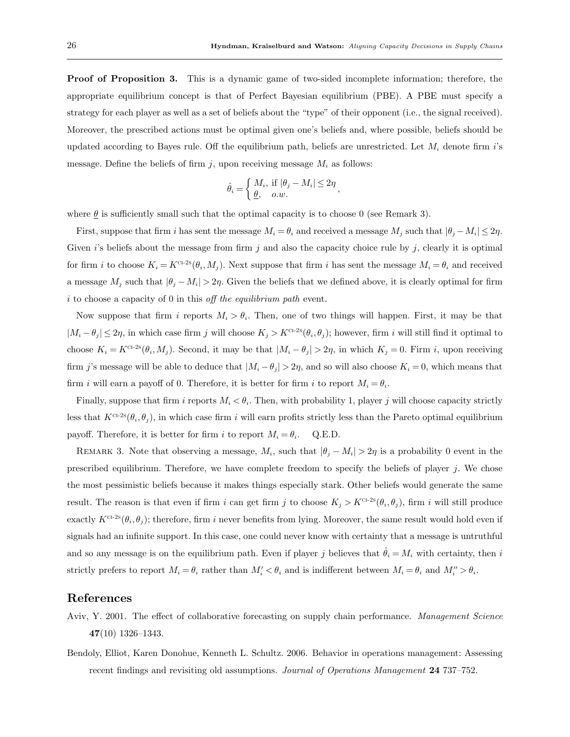**Proof of Proposition 3.** This is a dynamic game of two-sided incomplete information; therefore, the appropriate equilibrium concept is that of Perfect Bayesian equilibrium (PBE). A PBE must specify a strategy for each player as well as a set of beliefs about the "type" of their opponent (i.e., the signal received). Moreover, the prescribed actions must be optimal given one's beliefs and, where possible, beliefs should be updated according to Bayes rule. Off the equilibrium path, beliefs are unrestricted. Let $M_i$ denote firm $i$'s message. Define the beliefs of firm $j$, upon receiving message $M_i$ as follows:

$$\hat{\theta}_i = \begin{cases} M_i, & \text{if } |\theta_j - M_i| \leq 2\eta \\ \underline{\theta}, & o.w. \end{cases},$$

where $\underline{\theta}$ is sufficiently small such that the optimal capacity is to choose 0 (see Remark 3).

First, suppose that firm $i$ has sent the message $M_i = \theta_i$ and received a message $M_j$ such that $|\theta_j - M_i| \leq 2\eta$. Given $i$'s beliefs about the message from firm $j$ and also the capacity choice rule by $j$, clearly it is optimal for firm $i$ to choose $K_i = K^{\text{CI-2S}}(\theta_i, M_j)$. Next suppose that firm $i$ has sent the message $M_i = \theta_i$ and received a message $M_j$ such that $|\theta_j - M_i| > 2\eta$. Given the beliefs that we defined above, it is clearly optimal for firm $i$ to choose a capacity of 0 in this *off the equilibrium path* event.

Now suppose that firm $i$ reports $M_i > \theta_i$. Then, one of two things will happen. First, it may be that $|M_i - \theta_j| \leq 2\eta$, in which case firm $j$ will choose $K_j > K^{\text{CI-2S}}(\theta_i, \theta_j)$; however, firm $i$ will still find it optimal to choose $K_i = K^{\text{CI-2S}}(\theta_i, M_j)$. Second, it may be that $|M_i - \theta_j| > 2\eta$, in which $K_j = 0$. Firm $i$, upon receiving firm $j$'s message will be able to deduce that $|M_i - \theta_j| > 2\eta$, and so will also choose $K_i = 0$, which means that firm $i$ will earn a payoff of 0. Therefore, it is better for firm $i$ to report $M_i = \theta_i$.

Finally, suppose that firm $i$ reports $M_i < \theta_i$. Then, with probability 1, player $j$ will choose capacity strictly less that $K^{\text{CI-2S}}(\theta_i, \theta_j)$, in which case firm $i$ will earn profits strictly less than the Pareto optimal equilibrium payoff. Therefore, it is better for firm $i$ to report $M_i = \theta_i$. Q.E.D.

Remark 3. Note that observing a message, $M_i$, such that $|\theta_j - M_i| > 2\eta$ is a probability 0 event in the prescribed equilibrium. Therefore, we have complete freedom to specify the beliefs of player $j$. We chose the most pessimistic beliefs because it makes things especially stark. Other beliefs would generate the same result. The reason is that even if firm $i$ can get firm $j$ to choose $K_j > K^{\text{CI-2S}}(\theta_i, \theta_j)$, firm $i$ will still produce exactly $K^{\text{CI-2S}}(\theta_i, \theta_j)$; therefore, firm $i$ never benefits from lying. Moreover, the same result would hold even if signals had an infinite support. In this case, one could never know with certainty that a message is untruthful and so any message is on the equilibrium path. Even if player $j$ believes that $\hat{\theta}_i = M_i$ with certainty, then $i$ strictly prefers to report $M_i = \theta_i$ rather than $M_i' < \theta_i$ and is indifferent between $M_i = \theta_i$ and $M_i'' > \theta_i$.

## References

Aviv, Y. 2001. The effect of collaborative forecasting on supply chain performance. *Management Science* **47**(10) 1326–1343.

Bendoly, Elliot, Karen Donohue, Kenneth L. Schultz. 2006. Behavior in operations management: Assessing recent findings and revisiting old assumptions. *Journal of Operations Management* **24** 737–752.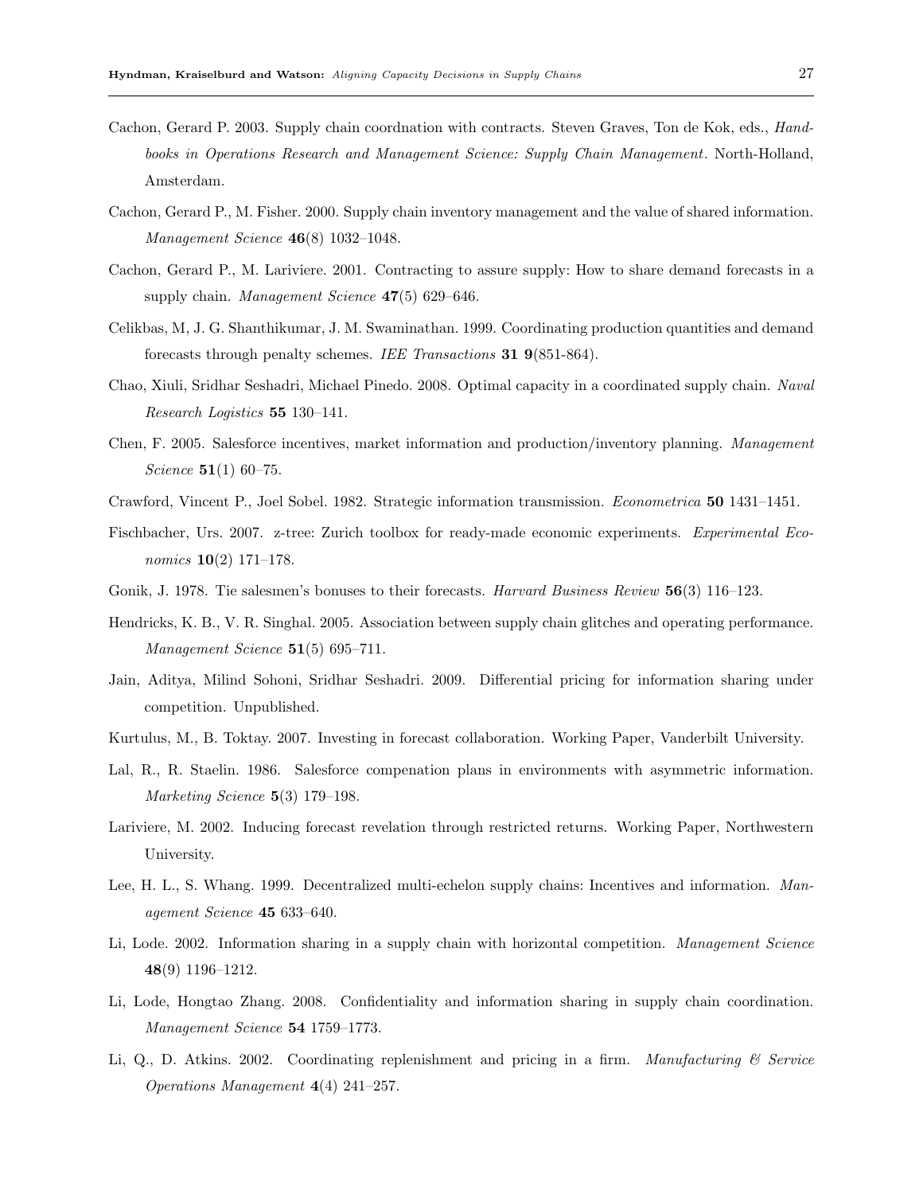Cachon, Gerard P. 2003. Supply chain coordnation with contracts. Steven Graves, Ton de Kok, eds., *Handbooks in Operations Research and Management Science: Supply Chain Management*. North-Holland, Amsterdam.

Cachon, Gerard P., M. Fisher. 2000. Supply chain inventory management and the value of shared information. *Management Science* **46**(8) 1032–1048.

Cachon, Gerard P., M. Lariviere. 2001. Contracting to assure supply: How to share demand forecasts in a supply chain. *Management Science* **47**(5) 629–646.

Celikbas, M, J. G. Shanthikumar, J. M. Swaminathan. 1999. Coordinating production quantities and demand forecasts through penalty schemes. *IEE Transactions* **31 9**(851-864).

Chao, Xiuli, Sridhar Seshadri, Michael Pinedo. 2008. Optimal capacity in a coordinated supply chain. *Naval Research Logistics* **55** 130–141.

Chen, F. 2005. Salesforce incentives, market information and production/inventory planning. *Management Science* **51**(1) 60–75.

Crawford, Vincent P., Joel Sobel. 1982. Strategic information transmission. *Econometrica* **50** 1431–1451.

Fischbacher, Urs. 2007. z-tree: Zurich toolbox for ready-made economic experiments. *Experimental Economics* **10**(2) 171–178.

Gonik, J. 1978. Tie salesmen's bonuses to their forecasts. *Harvard Business Review* **56**(3) 116–123.

Hendricks, K. B., V. R. Singhal. 2005. Association between supply chain glitches and operating performance. *Management Science* **51**(5) 695–711.

Jain, Aditya, Milind Sohoni, Sridhar Seshadri. 2009. Differential pricing for information sharing under competition. Unpublished.

Kurtulus, M., B. Toktay. 2007. Investing in forecast collaboration. Working Paper, Vanderbilt University.

Lal, R., R. Staelin. 1986. Salesforce compenation plans in environments with asymmetric information. *Marketing Science* **5**(3) 179–198.

Lariviere, M. 2002. Inducing forecast revelation through restricted returns. Working Paper, Northwestern University.

Lee, H. L., S. Whang. 1999. Decentralized multi-echelon supply chains: Incentives and information. *Management Science* **45** 633–640.

Li, Lode. 2002. Information sharing in a supply chain with horizontal competition. *Management Science* **48**(9) 1196–1212.

Li, Lode, Hongtao Zhang. 2008. Confidentiality and information sharing in supply chain coordination. *Management Science* **54** 1759–1773.

Li, Q., D. Atkins. 2002. Coordinating replenishment and pricing in a firm. *Manufacturing & Service Operations Management* **4**(4) 241–257.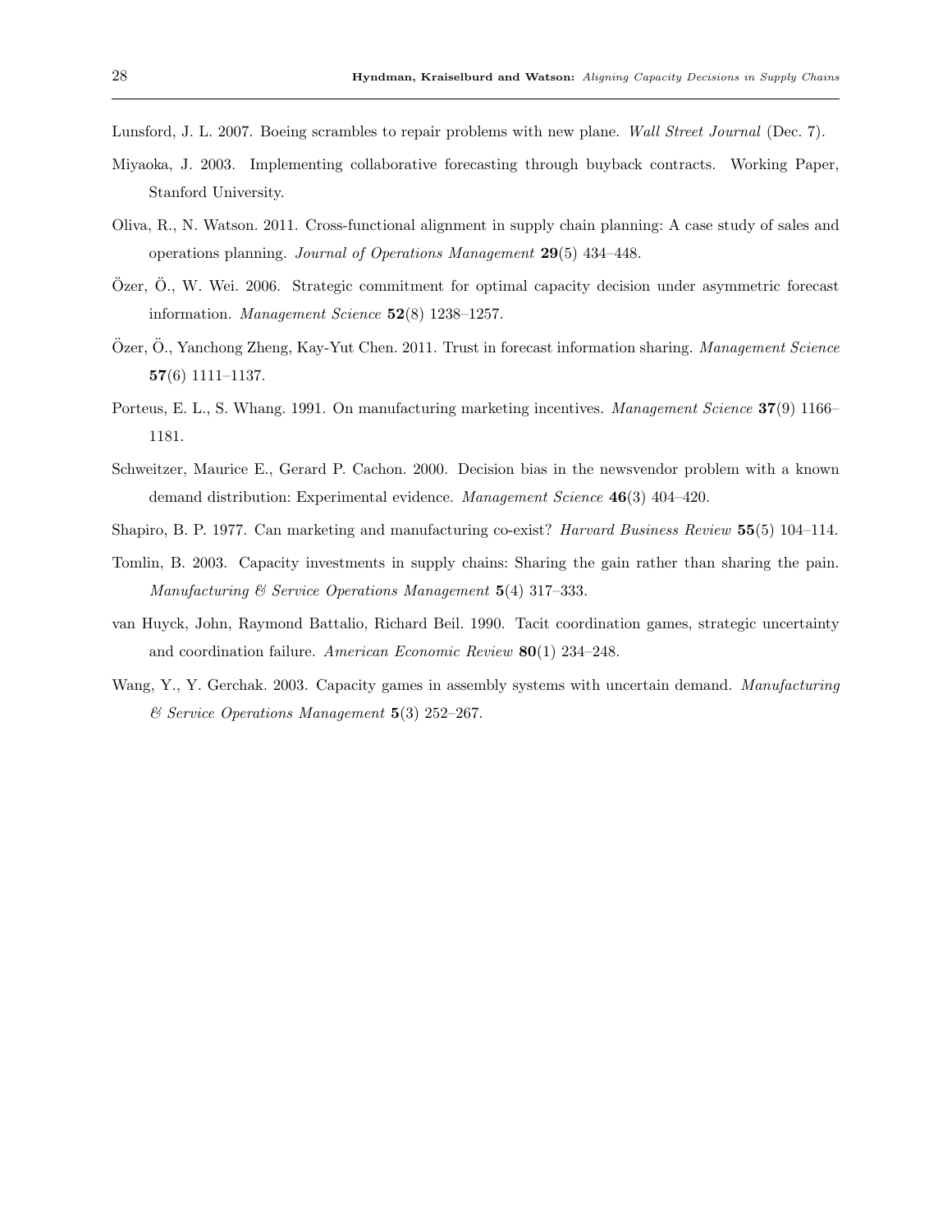Lunsford, J. L. 2007. Boeing scrambles to repair problems with new plane. *Wall Street Journal* (Dec. 7).

Miyaoka, J. 2003. Implementing collaborative forecasting through buyback contracts. Working Paper, Stanford University.

Oliva, R., N. Watson. 2011. Cross-functional alignment in supply chain planning: A case study of sales and operations planning. *Journal of Operations Management* **29**(5) 434–448.

Özer, Ö., W. Wei. 2006. Strategic commitment for optimal capacity decision under asymmetric forecast information. *Management Science* **52**(8) 1238–1257.

Özer, Ö., Yanchong Zheng, Kay-Yut Chen. 2011. Trust in forecast information sharing. *Management Science* **57**(6) 1111–1137.

Porteus, E. L., S. Whang. 1991. On manufacturing marketing incentives. *Management Science* **37**(9) 1166–1181.

Schweitzer, Maurice E., Gerard P. Cachon. 2000. Decision bias in the newsvendor problem with a known demand distribution: Experimental evidence. *Management Science* **46**(3) 404–420.

Shapiro, B. P. 1977. Can marketing and manufacturing co-exist? *Harvard Business Review* **55**(5) 104–114.

Tomlin, B. 2003. Capacity investments in supply chains: Sharing the gain rather than sharing the pain. *Manufacturing & Service Operations Management* **5**(4) 317–333.

van Huyck, John, Raymond Battalio, Richard Beil. 1990. Tacit coordination games, strategic uncertainty and coordination failure. *American Economic Review* **80**(1) 234–248.

Wang, Y., Y. Gerchak. 2003. Capacity games in assembly systems with uncertain demand. *Manufacturing & Service Operations Management* **5**(3) 252–267.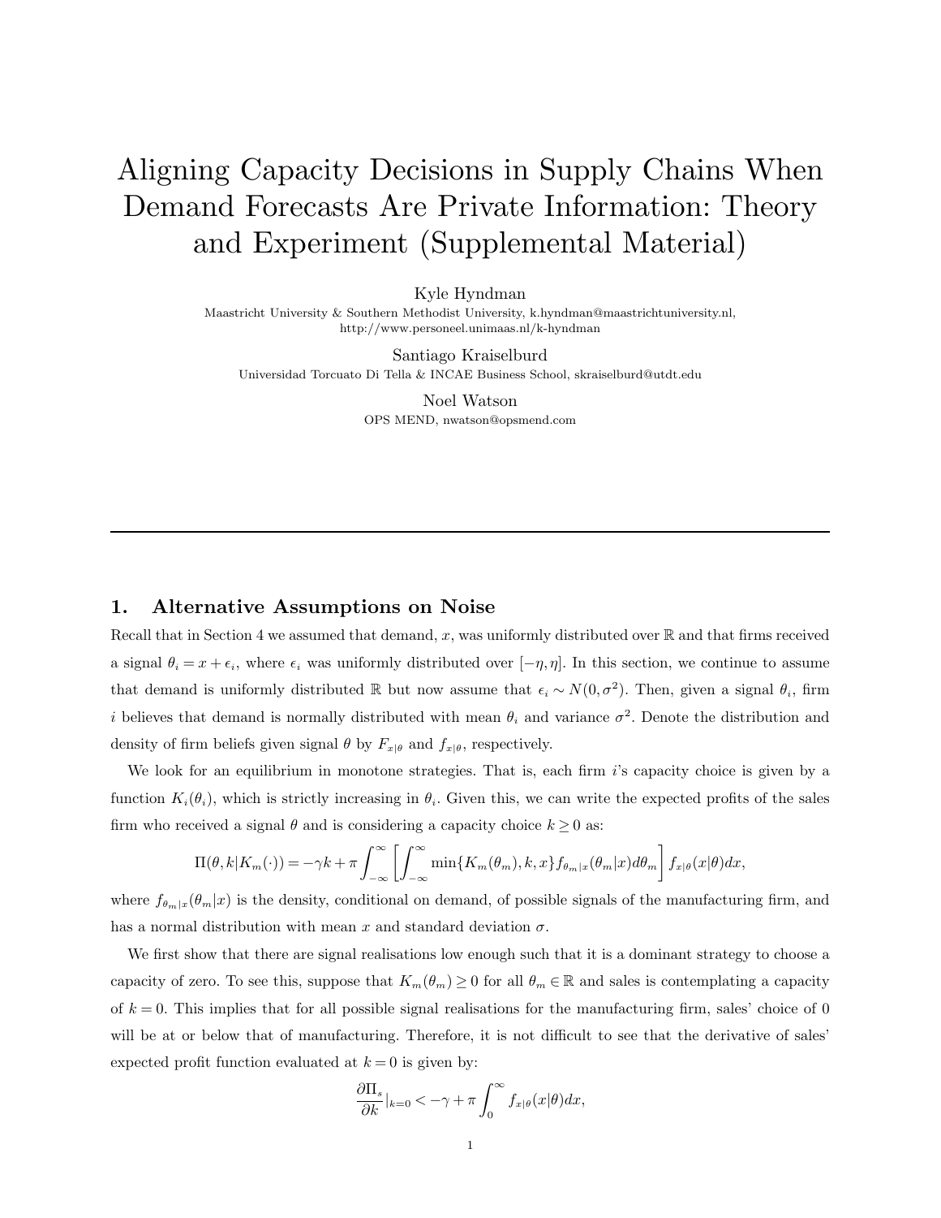# Aligning Capacity Decisions in Supply Chains When Demand Forecasts Are Private Information: Theory and Experiment (Supplemental Material)

Kyle Hyndman
Maastricht University & Southern Methodist University, k.hyndman@maastrichtuniversity.nl, http://www.personeel.unimaas.nl/k-hyndman

Santiago Kraiselburd
Universidad Torcuato Di Tella & INCAE Business School, skraiselburd@utdt.edu

Noel Watson
OPS MEND, nwatson@opsmend.com

## 1. Alternative Assumptions on Noise

Recall that in Section 4 we assumed that demand, $x$, was uniformly distributed over $\mathbb{R}$ and that firms received a signal $\theta_i = x + \epsilon_i$, where $\epsilon_i$ was uniformly distributed over $[-\eta, \eta]$. In this section, we continue to assume that demand is uniformly distributed $\mathbb{R}$ but now assume that $\epsilon_i \sim N(0, \sigma^2)$. Then, given a signal $\theta_i$, firm $i$ believes that demand is normally distributed with mean $\theta_i$ and variance $\sigma^2$. Denote the distribution and density of firm beliefs given signal $\theta$ by $F_{x|\theta}$ and $f_{x|\theta}$, respectively.

We look for an equilibrium in monotone strategies. That is, each firm $i$'s capacity choice is given by a function $K_i(\theta_i)$, which is strictly increasing in $\theta_i$. Given this, we can write the expected profits of the sales firm who received a signal $\theta$ and is considering a capacity choice $k \geq 0$ as:

$$\Pi(\theta, k|K_m(\cdot)) = -\gamma k + \pi \int_{-\infty}^{\infty} \left[ \int_{-\infty}^{\infty} \min\{K_m(\theta_m), k, x\} f_{\theta_m|x}(\theta_m|x) d\theta_m \right] f_{x|\theta}(x|\theta) dx,$$

where $f_{\theta_m|x}(\theta_m|x)$ is the density, conditional on demand, of possible signals of the manufacturing firm, and has a normal distribution with mean $x$ and standard deviation $\sigma$.

We first show that there are signal realisations low enough such that it is a dominant strategy to choose a capacity of zero. To see this, suppose that $K_m(\theta_m) \geq 0$ for all $\theta_m \in \mathbb{R}$ and sales is contemplating a capacity of $k = 0$. This implies that for all possible signal realisations for the manufacturing firm, sales' choice of 0 will be at or below that of manufacturing. Therefore, it is not difficult to see that the derivative of sales' expected profit function evaluated at $k = 0$ is given by:

$$\frac{\partial \Pi_s}{\partial k}|_{k=0} < -\gamma + \pi \int_{0}^{\infty} f_{x|\theta}(x|\theta) dx,$$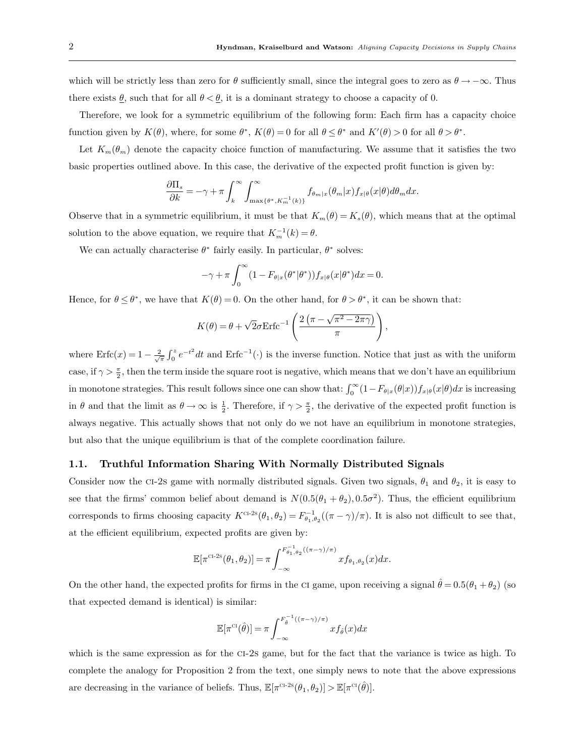which will be strictly less than zero for $\theta$ sufficiently small, since the integral goes to zero as $\theta \to -\infty$. Thus there exists $\underline{\theta}$, such that for all $\theta < \underline{\theta}$, it is a dominant strategy to choose a capacity of 0.

Therefore, we look for a symmetric equilibrium of the following form: Each firm has a capacity choice function given by $K(\theta)$, where, for some $\theta^*$, $K(\theta) = 0$ for all $\theta \leq \theta^*$ and $K'(\theta) > 0$ for all $\theta > \theta^*$.

Let $K_m(\theta_m)$ denote the capacity choice function of manufacturing. We assume that it satisfies the two basic properties outlined above. In this case, the derivative of the expected profit function is given by:

$$\frac{\partial \Pi_s}{\partial k} = -\gamma + \pi \int_k^\infty \int_{\max\{\theta^*, K_m^{-1}(k)\}}^\infty f_{\theta_m|x}(\theta_m|x) f_{x|\theta}(x|\theta) d\theta_m dx.$$

Observe that in a symmetric equilibrium, it must be that $K_m(\theta) = K_s(\theta)$, which means that at the optimal solution to the above equation, we require that $K_m^{-1}(k) = \theta$.

We can actually characterise $\theta^*$ fairly easily. In particular, $\theta^*$ solves:

$$-\gamma + \pi \int_0^\infty (1 - F_{\theta|x}(\theta^*|\theta^*)) f_{x|\theta}(x|\theta^*) dx = 0.$$

Hence, for $\theta \leq \theta^*$, we have that $K(\theta) = 0$. On the other hand, for $\theta > \theta^*$, it can be shown that:

$$K(\theta) = \theta + \sqrt{2}\sigma \text{Erfc}^{-1}\left(\frac{2\left(\pi - \sqrt{\pi^2 - 2\pi\gamma}\right)}{\pi}\right),$$

where $\text{Erfc}(x) = 1 - \frac{2}{\sqrt{\pi}} \int_0^z e^{-t^2} dt$ and $\text{Erfc}^{-1}(\cdot)$ is the inverse function. Notice that just as with the uniform case, if $\gamma > \frac{\pi}{2}$, then the term inside the square root is negative, which means that we don't have an equilibrium in monotone strategies. This result follows since one can show that: $\int_0^\infty (1 - F_{\theta|x}(\theta|x)) f_{x|\theta}(x|\theta) dx$ is increasing in $\theta$ and that the limit as $\theta \to \infty$ is $\frac{1}{2}$. Therefore, if $\gamma > \frac{\pi}{2}$, the derivative of the expected profit function is always negative. This actually shows that not only do we not have an equilibrium in monotone strategies, but also that the unique equilibrium is that of the complete coordination failure.

### 1.1. Truthful Information Sharing With Normally Distributed Signals

Consider now the CI-2S game with normally distributed signals. Given two signals, $\theta_1$ and $\theta_2$, it is easy to see that the firms' common belief about demand is $N(0.5(\theta_1 + \theta_2), 0.5\sigma^2)$. Thus, the efficient equilibrium corresponds to firms choosing capacity $K^{\text{CI-2S}}(\theta_1, \theta_2) = F_{\theta_1,\theta_2}^{-1}((\pi - \gamma)/\pi)$. It is also not difficult to see that, at the efficient equilibrium, expected profits are given by:

$$\mathbb{E}[\pi^{\text{CI-2S}}(\theta_1, \theta_2)] = \pi \int_{-\infty}^{F_{\theta_1,\theta_2}^{-1}((\pi-\gamma)/\pi)} x f_{\theta_1,\theta_2}(x) dx.$$

On the other hand, the expected profits for firms in the CI game, upon receiving a signal $\hat{\theta} = 0.5(\theta_1 + \theta_2)$ (so that expected demand is identical) is similar:

$$\mathbb{E}[\pi^{\text{CI}}(\hat{\theta})] = \pi \int_{-\infty}^{F_{\hat{\theta}}^{-1}((\pi-\gamma)/\pi)} x f_{\hat{\theta}}(x) dx$$

which is the same expression as for the CI-2S game, but for the fact that the variance is twice as high. To complete the analogy for Proposition 2 from the text, one simply news to note that the above expressions are decreasing in the variance of beliefs. Thus, $\mathbb{E}[\pi^{\text{CI-2S}}(\theta_1, \theta_2)] > \mathbb{E}[\pi^{\text{CI}}(\hat{\theta})]$.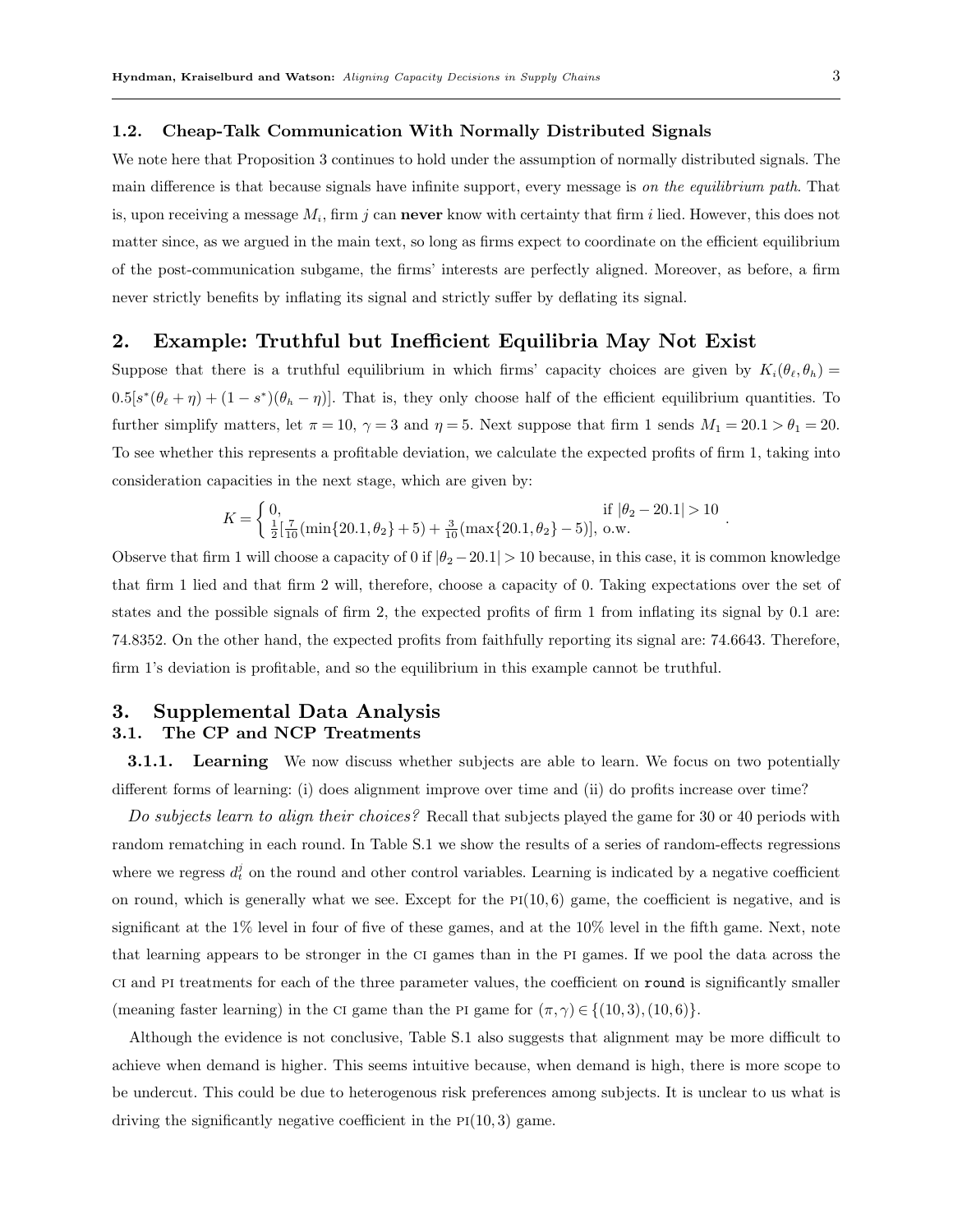### 1.2. Cheap-Talk Communication With Normally Distributed Signals

We note here that Proposition 3 continues to hold under the assumption of normally distributed signals. The main difference is that because signals have infinite support, every message is *on the equilibrium path*. That is, upon receiving a message $M_i$, firm $j$ can **never** know with certainty that firm $i$ lied. However, this does not matter since, as we argued in the main text, so long as firms expect to coordinate on the efficient equilibrium of the post-communication subgame, the firms' interests are perfectly aligned. Moreover, as before, a firm never strictly benefits by inflating its signal and strictly suffer by deflating its signal.

## 2. Example: Truthful but Inefficient Equilibria May Not Exist

Suppose that there is a truthful equilibrium in which firms' capacity choices are given by $K_i(\theta_\ell, \theta_h) = 0.5[s^*(\theta_\ell + \eta) + (1 - s^*)(\theta_h - \eta)]$. That is, they only choose half of the efficient equilibrium quantities. To further simplify matters, let $\pi = 10$, $\gamma = 3$ and $\eta = 5$. Next suppose that firm 1 sends $M_1 = 20.1 > \theta_1 = 20$. To see whether this represents a profitable deviation, we calculate the expected profits of firm 1, taking into consideration capacities in the next stage, which are given by:

$$K = \begin{cases} 0, & \text{if } |\theta_2 - 20.1| > 10 \\ \frac{1}{2}[\frac{7}{10}(\min\{20.1, \theta_2\} + 5) + \frac{3}{10}(\max\{20.1, \theta_2\} - 5)], & \text{o.w.} \end{cases}.$$

Observe that firm 1 will choose a capacity of 0 if $|\theta_2 - 20.1| > 10$ because, in this case, it is common knowledge that firm 1 lied and that firm 2 will, therefore, choose a capacity of 0. Taking expectations over the set of states and the possible signals of firm 2, the expected profits of firm 1 from inflating its signal by 0.1 are: 74.8352. On the other hand, the expected profits from faithfully reporting its signal are: 74.6643. Therefore, firm 1's deviation is profitable, and so the equilibrium in this example cannot be truthful.

## 3. Supplemental Data Analysis

### 3.1. The CP and NCP Treatments

**3.1.1. Learning** We now discuss whether subjects are able to learn. We focus on two potentially different forms of learning: (i) does alignment improve over time and (ii) do profits increase over time?

*Do subjects learn to align their choices?* Recall that subjects played the game for 30 or 40 periods with random rematching in each round. In Table S.1 we show the results of a series of random-effects regressions where we regress $d_t^j$ on the round and other control variables. Learning is indicated by a negative coefficient on round, which is generally what we see. Except for the PI(10, 6) game, the coefficient is negative, and is significant at the 1% level in four of five of these games, and at the 10% level in the fifth game. Next, note that learning appears to be stronger in the CI games than in the PI games. If we pool the data across the CI and PI treatments for each of the three parameter values, the coefficient on `round` is significantly smaller (meaning faster learning) in the CI game than the PI game for $(\pi, \gamma) \in \{(10, 3), (10, 6)\}$.

Although the evidence is not conclusive, Table S.1 also suggests that alignment may be more difficult to achieve when demand is higher. This seems intuitive because, when demand is high, there is more scope to be undercut. This could be due to heterogenous risk preferences among subjects. It is unclear to us what is driving the significantly negative coefficient in the PI(10, 3) game.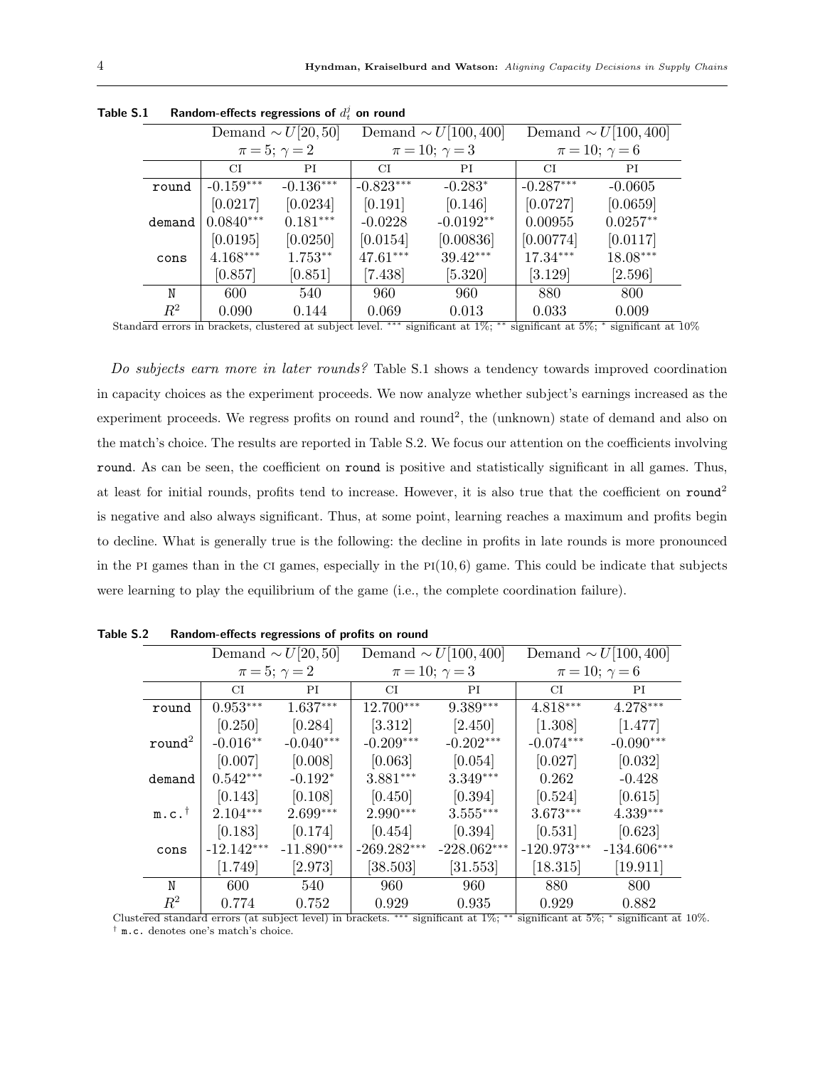**Table S.1 Random-effects regressions of $d_t^j$ on round**

| | Demand $\sim U[20, 50]$ $\pi = 5$; $\gamma = 2$ | | Demand $\sim U[100, 400]$ $\pi = 10$; $\gamma = 3$ | | Demand $\sim U[100, 400]$ $\pi = 10$; $\gamma = 6$ | |
|---|---|---|---|---|---|---|
| | CI | PI | CI | PI | CI | PI |
| round | -0.159*** | -0.136*** | -0.823*** | -0.283* | -0.287*** | -0.0605 |
| | [0.0217] | [0.0234] | [0.191] | [0.146] | [0.0727] | [0.0659] |
| demand | 0.0840*** | 0.181*** | -0.0228 | -0.0192** | 0.00955 | 0.0257** |
| | [0.0195] | [0.0250] | [0.0154] | [0.00836] | [0.00774] | [0.0117] |
| cons | 4.168*** | 1.753** | 47.61*** | 39.42*** | 17.34*** | 18.08*** |
| | [0.857] | [0.851] | [7.438] | [5.320] | [3.129] | [2.596] |
| N | 600 | 540 | 960 | 960 | 880 | 800 |
| $R^2$ | 0.090 | 0.144 | 0.069 | 0.013 | 0.033 | 0.009 |

Standard errors in brackets, clustered at subject level. *** significant at 1%; ** significant at 5%; * significant at 10%

*Do subjects earn more in later rounds?* Table S.1 shows a tendency towards improved coordination in capacity choices as the experiment proceeds. We now analyze whether subject's earnings increased as the experiment proceeds. We regress profits on round and round$^2$, the (unknown) state of demand and also on the match's choice. The results are reported in Table S.2. We focus our attention on the coefficients involving round. As can be seen, the coefficient on round is positive and statistically significant in all games. Thus, at least for initial rounds, profits tend to increase. However, it is also true that the coefficient on round$^2$ is negative and also always significant. Thus, at some point, learning reaches a maximum and profits begin to decline. What is generally true is the following: the decline in profits in late rounds is more pronounced in the PI games than in the CI games, especially in the PI(10, 6) game. This could be indicate that subjects were learning to play the equilibrium of the game (i.e., the complete coordination failure).

**Table S.2 Random-effects regressions of profits on round**

| | Demand $\sim U[20, 50]$ $\pi = 5$; $\gamma = 2$ | | Demand $\sim U[100, 400]$ $\pi = 10$; $\gamma = 3$ | | Demand $\sim U[100, 400]$ $\pi = 10$; $\gamma = 6$ | |
|---|---|---|---|---|---|---|
| | CI | PI | CI | PI | CI | PI |
| round | 0.953*** | 1.637*** | 12.700*** | 9.389*** | 4.818*** | 4.278*** |
| | [0.250] | [0.284] | [3.312] | [2.450] | [1.308] | [1.477] |
| round$^2$ | -0.016** | -0.040*** | -0.209*** | -0.202*** | -0.074*** | -0.090*** |
| | [0.007] | [0.008] | [0.063] | [0.054] | [0.027] | [0.032] |
| demand | 0.542*** | -0.192* | 3.881*** | 3.349*** | 0.262 | -0.428 |
| | [0.143] | [0.108] | [0.450] | [0.394] | [0.524] | [0.615] |
| m.c.† | 2.104*** | 2.699*** | 2.990*** | 3.555*** | 3.673*** | 4.339*** |
| | [0.183] | [0.174] | [0.454] | [0.394] | [0.531] | [0.623] |
| cons | -12.142*** | -11.890*** | -269.282*** | -228.062*** | -120.973*** | -134.606*** |
| | [1.749] | [2.973] | [38.503] | [31.553] | [18.315] | [19.911] |
| N | 600 | 540 | 960 | 960 | 880 | 800 |
| $R^2$ | 0.774 | 0.752 | 0.929 | 0.935 | 0.929 | 0.882 |

Clustered standard errors (at subject level) in brackets. *** significant at 1%; ** significant at 5%; * significant at 10%.
† m.c. denotes one's match's choice.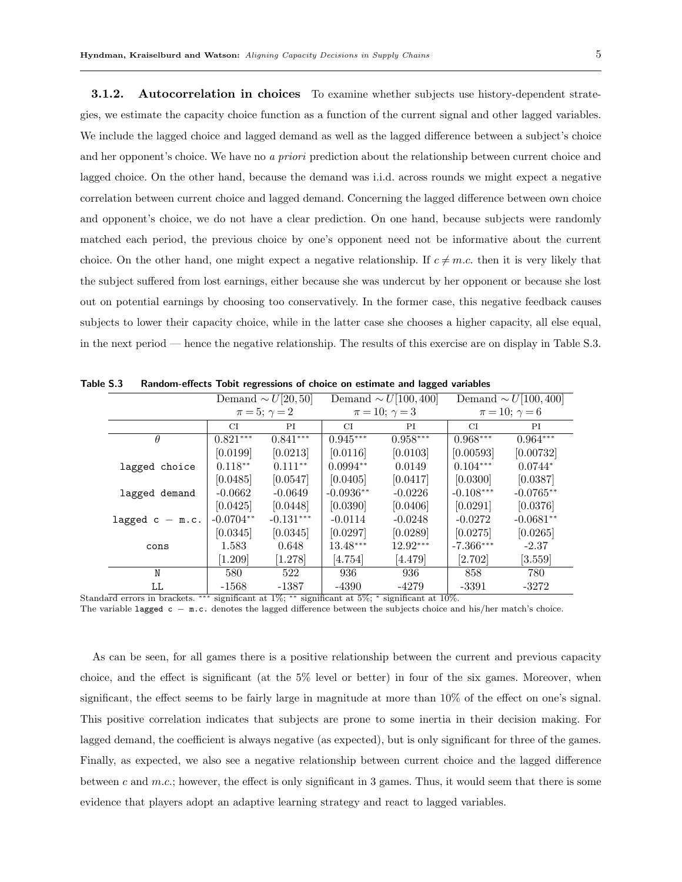**3.1.2. Autocorrelation in choices** To examine whether subjects use history-dependent strategies, we estimate the capacity choice function as a function of the current signal and other lagged variables. We include the lagged choice and lagged demand as well as the lagged difference between a subject's choice and her opponent's choice. We have no *a priori* prediction about the relationship between current choice and lagged choice. On the other hand, because the demand was i.i.d. across rounds we might expect a negative correlation between current choice and lagged demand. Concerning the lagged difference between own choice and opponent's choice, we do not have a clear prediction. On one hand, because subjects were randomly matched each period, the previous choice by one's opponent need not be informative about the current choice. On the other hand, one might expect a negative relationship. If $c \neq m.c.$ then it is very likely that the subject suffered from lost earnings, either because she was undercut by her opponent or because she lost out on potential earnings by choosing too conservatively. In the former case, this negative feedback causes subjects to lower their capacity choice, while in the latter case she chooses a higher capacity, all else equal, in the next period — hence the negative relationship. The results of this exercise are on display in Table S.3.

**Table S.3 Random-effects Tobit regressions of choice on estimate and lagged variables**

| | Demand $\sim U[20, 50]$ $\pi = 5;\ \gamma = 2$ | | Demand $\sim U[100, 400]$ $\pi = 10;\ \gamma = 3$ | | Demand $\sim U[100, 400]$ $\pi = 10;\ \gamma = 6$ | |
|---|---|---|---|---|---|---|
| | CI | PI | CI | PI | CI | PI |
| $\theta$ | 0.821*** | 0.841*** | 0.945*** | 0.958*** | 0.968*** | 0.964*** |
| | [0.0199] | [0.0213] | [0.0116] | [0.0103] | [0.00593] | [0.00732] |
| `lagged choice` | 0.118** | 0.111** | 0.0994** | 0.0149 | 0.104*** | 0.0744* |
| | [0.0485] | [0.0547] | [0.0405] | [0.0417] | [0.0300] | [0.0387] |
| `lagged demand` | -0.0662 | -0.0649 | -0.0936** | -0.0226 | -0.108*** | -0.0765** |
| | [0.0425] | [0.0448] | [0.0390] | [0.0406] | [0.0291] | [0.0376] |
| `lagged c − m.c.` | -0.0704** | -0.131*** | -0.0114 | -0.0248 | -0.0272 | -0.0681** |
| | [0.0345] | [0.0345] | [0.0297] | [0.0289] | [0.0275] | [0.0265] |
| `cons` | 1.583 | 0.648 | 13.48*** | 12.92*** | -7.366*** | -2.37 |
| | [1.209] | [1.278] | [4.754] | [4.479] | [2.702] | [3.559] |
| N | 580 | 522 | 936 | 936 | 858 | 780 |
| LL | -1568 | -1387 | -4390 | -4279 | -3391 | -3272 |

Standard errors in brackets. *** significant at 1%; ** significant at 5%; * significant at 10%.
The variable `lagged c − m.c.` denotes the lagged difference between the subjects choice and his/her match's choice.

As can be seen, for all games there is a positive relationship between the current and previous capacity choice, and the effect is significant (at the 5% level or better) in four of the six games. Moreover, when significant, the effect seems to be fairly large in magnitude at more than 10% of the effect on one's signal. This positive correlation indicates that subjects are prone to some inertia in their decision making. For lagged demand, the coefficient is always negative (as expected), but is only significant for three of the games. Finally, as expected, we also see a negative relationship between current choice and the lagged difference between $c$ and $m.c.$; however, the effect is only significant in 3 games. Thus, it would seem that there is some evidence that players adopt an adaptive learning strategy and react to lagged variables.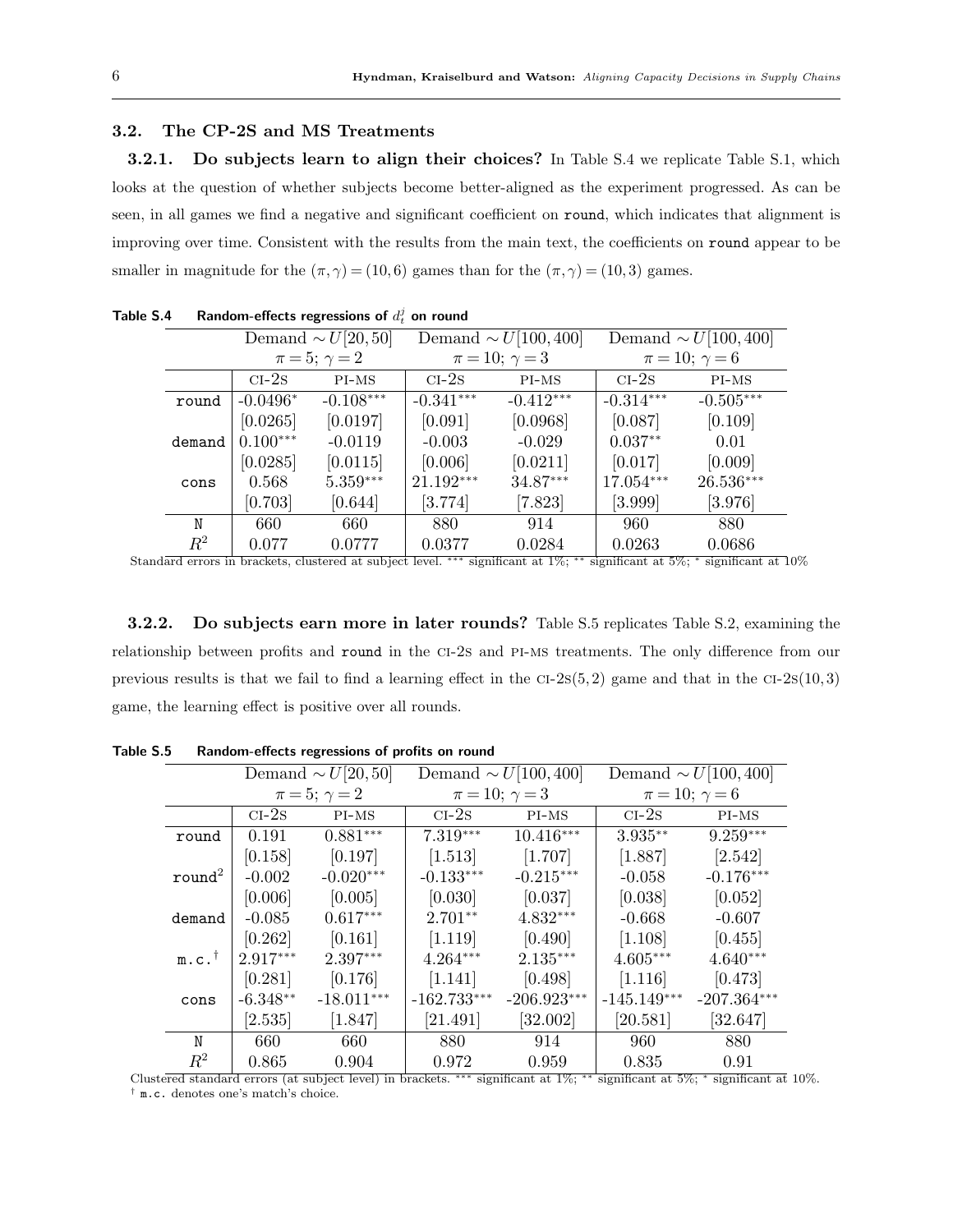## 3.2. The CP-2S and MS Treatments

**3.2.1. Do subjects learn to align their choices?** In Table S.4 we replicate Table S.1, which looks at the question of whether subjects become better-aligned as the experiment progressed. As can be seen, in all games we find a negative and significant coefficient on `round`, which indicates that alignment is improving over time. Consistent with the results from the main text, the coefficients on `round` appear to be smaller in magnitude for the $(\pi,\gamma) = (10,6)$ games than for the $(\pi,\gamma) = (10,3)$ games.

**Table S.4** Random-effects regressions of $d_t^j$ on round

| | Demand $\sim U[20,50]$ $\pi = 5$; $\gamma = 2$ | | Demand $\sim U[100,400]$ $\pi = 10$; $\gamma = 3$ | | Demand $\sim U[100,400]$ $\pi = 10$; $\gamma = 6$ | |
|---|---|---|---|---|---|---|
| | CI-2S | PI-MS | CI-2S | PI-MS | CI-2S | PI-MS |
| `round` | -0.0496* | -0.108*** | -0.341*** | -0.412*** | -0.314*** | -0.505*** |
| | [0.0265] | [0.0197] | [0.091] | [0.0968] | [0.087] | [0.109] |
| `demand` | 0.100*** | -0.0119 | -0.003 | -0.029 | 0.037** | 0.01 |
| | [0.0285] | [0.0115] | [0.006] | [0.0211] | [0.017] | [0.009] |
| `cons` | 0.568 | 5.359*** | 21.192*** | 34.87*** | 17.054*** | 26.536*** |
| | [0.703] | [0.644] | [3.774] | [7.823] | [3.999] | [3.976] |
| `N` | 660 | 660 | 880 | 914 | 960 | 880 |
| $R^2$ | 0.077 | 0.0777 | 0.0377 | 0.0284 | 0.0263 | 0.0686 |

Standard errors in brackets, clustered at subject level. *** significant at 1%; ** significant at 5%; * significant at 10%

**3.2.2. Do subjects earn more in later rounds?** Table S.5 replicates Table S.2, examining the relationship between profits and `round` in the CI-2S and PI-MS treatments. The only difference from our previous results is that we fail to find a learning effect in the CI-2S(5,2) game and that in the CI-2S(10,3) game, the learning effect is positive over all rounds.

**Table S.5** Random-effects regressions of profits on round

| | Demand $\sim U[20,50]$ $\pi = 5$; $\gamma = 2$ | | Demand $\sim U[100,400]$ $\pi = 10$; $\gamma = 3$ | | Demand $\sim U[100,400]$ $\pi = 10$; $\gamma = 6$ | |
|---|---|---|---|---|---|---|
| | CI-2S | PI-MS | CI-2S | PI-MS | CI-2S | PI-MS |
| `round` | 0.191 | 0.881*** | 7.319*** | 10.416*** | 3.935** | 9.259*** |
| | [0.158] | [0.197] | [1.513] | [1.707] | [1.887] | [2.542] |
| `round`$^2$ | -0.002 | -0.020*** | -0.133*** | -0.215*** | -0.058 | -0.176*** |
| | [0.006] | [0.005] | [0.030] | [0.037] | [0.038] | [0.052] |
| `demand` | -0.085 | 0.617*** | 2.701** | 4.832*** | -0.668 | -0.607 |
| | [0.262] | [0.161] | [1.119] | [0.490] | [1.108] | [0.455] |
| `m.c.`† | 2.917*** | 2.397*** | 4.264*** | 2.135*** | 4.605*** | 4.640*** |
| | [0.281] | [0.176] | [1.141] | [0.498] | [1.116] | [0.473] |
| `cons` | -6.348** | -18.011*** | -162.733*** | -206.923*** | -145.149*** | -207.364*** |
| | [2.535] | [1.847] | [21.491] | [32.002] | [20.581] | [32.647] |
| `N` | 660 | 660 | 880 | 914 | 960 | 880 |
| $R^2$ | 0.865 | 0.904 | 0.972 | 0.959 | 0.835 | 0.91 |

Clustered standard errors (at subject level) in brackets. *** significant at 1%; ** significant at 5%; * significant at 10%.
† `m.c.` denotes one's match's choice.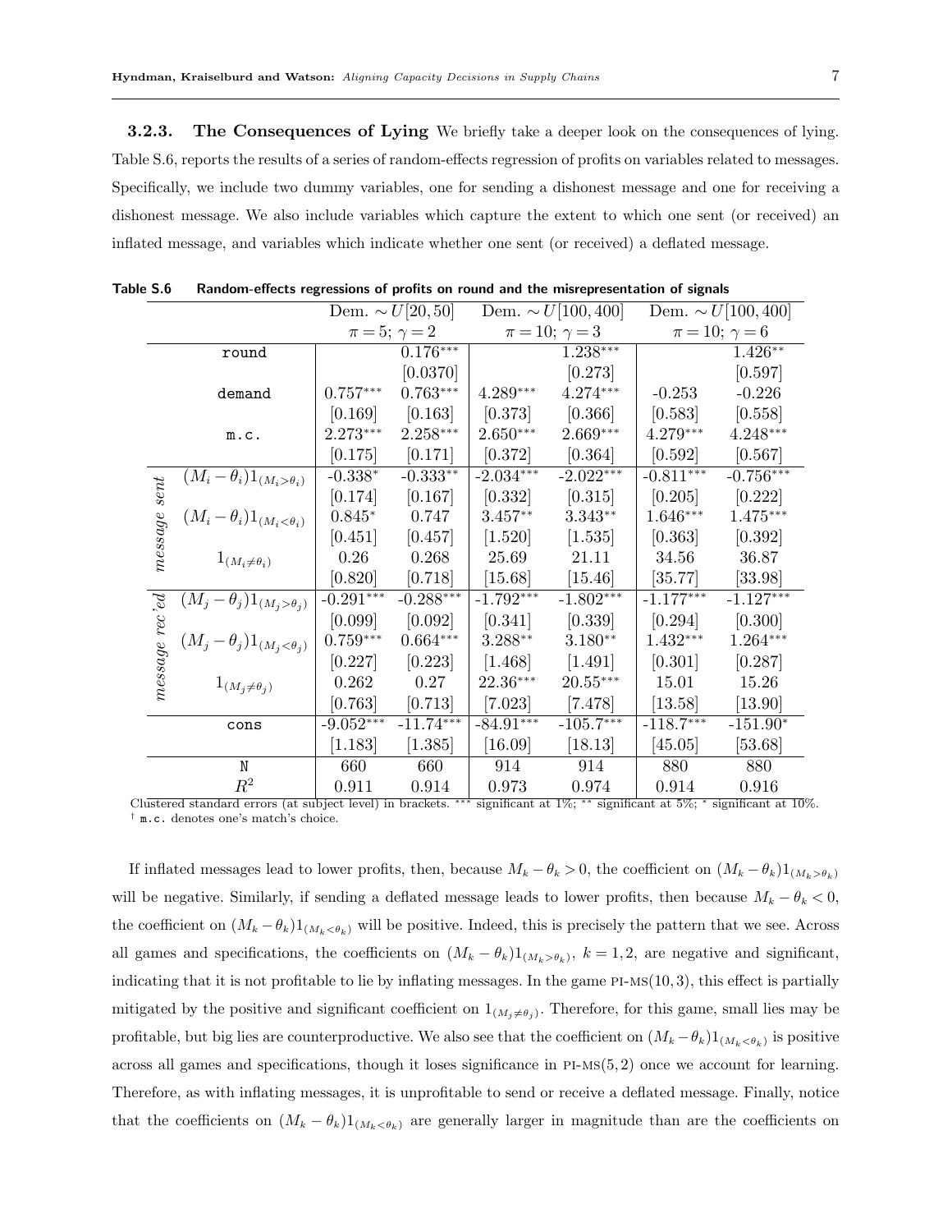**3.2.3. The Consequences of Lying** We briefly take a deeper look on the consequences of lying. Table S.6, reports the results of a series of random-effects regression of profits on variables related to messages. Specifically, we include two dummy variables, one for sending a dishonest message and one for receiving a dishonest message. We also include variables which capture the extent to which one sent (or received) an inflated message, and variables which indicate whether one sent (or received) a deflated message.

**Table S.6 Random-effects regressions of profits on round and the misrepresentation of signals**

| | | Dem. $\sim U[20,50]$ | | Dem. $\sim U[100,400]$ | | Dem. $\sim U[100,400]$ | |
|---|---|---|---|---|---|---|---|
| | | $\pi=5;\ \gamma=2$ | | $\pi=10;\ \gamma=3$ | | $\pi=10;\ \gamma=6$ | |
| | round | | $0.176^{***}$ | | $1.238^{***}$ | | $1.426^{**}$ |
| | | | [0.0370] | | [0.273] | | [0.597] |
| | demand | $0.757^{***}$ | $0.763^{***}$ | $4.289^{***}$ | $4.274^{***}$ | -0.253 | -0.226 |
| | | [0.169] | [0.163] | [0.373] | [0.366] | [0.583] | [0.558] |
| | m.c. | $2.273^{***}$ | $2.258^{***}$ | $2.650^{***}$ | $2.669^{***}$ | $4.279^{***}$ | $4.248^{***}$ |
| | | [0.175] | [0.171] | [0.372] | [0.364] | [0.592] | [0.567] |
| *message sent* | $(M_i-\theta_i)1_{(M_i>\theta_i)}$ | $-0.338^{*}$ | $-0.333^{**}$ | $-2.034^{***}$ | $-2.022^{***}$ | $-0.811^{***}$ | $-0.756^{***}$ |
| | | [0.174] | [0.167] | [0.332] | [0.315] | [0.205] | [0.222] |
| | $(M_i-\theta_i)1_{(M_i<\theta_i)}$ | $0.845^{*}$ | 0.747 | $3.457^{**}$ | $3.343^{**}$ | $1.646^{***}$ | $1.475^{***}$ |
| | | [0.451] | [0.457] | [1.520] | [1.535] | [0.363] | [0.392] |
| | $1_{(M_i\neq\theta_i)}$ | 0.26 | 0.268 | 25.69 | 21.11 | 34.56 | 36.87 |
| | | [0.820] | [0.718] | [15.68] | [15.46] | [35.77] | [33.98] |
| *message rec'ed* | $(M_j-\theta_j)1_{(M_j>\theta_j)}$ | $-0.291^{***}$ | $-0.288^{***}$ | $-1.792^{***}$ | $-1.802^{***}$ | $-1.177^{***}$ | $-1.127^{***}$ |
| | | [0.099] | [0.092] | [0.341] | [0.339] | [0.294] | [0.300] |
| | $(M_j-\theta_j)1_{(M_j<\theta_j)}$ | $0.759^{***}$ | $0.664^{***}$ | $3.288^{**}$ | $3.180^{**}$ | $1.432^{***}$ | $1.264^{***}$ |
| | | [0.227] | [0.223] | [1.468] | [1.491] | [0.301] | [0.287] |
| | $1_{(M_j\neq\theta_j)}$ | 0.262 | 0.27 | $22.36^{***}$ | $20.55^{***}$ | 15.01 | 15.26 |
| | | [0.763] | [0.713] | [7.023] | [7.478] | [13.58] | [13.90] |
| | cons | $-9.052^{***}$ | $-11.74^{***}$ | $-84.91^{***}$ | $-105.7^{***}$ | $-118.7^{***}$ | $-151.90^{*}$ |
| | | [1.183] | [1.385] | [16.09] | [18.13] | [45.05] | [53.68] |
| | N | 660 | 660 | 914 | 914 | 880 | 880 |
| | $R^2$ | 0.911 | 0.914 | 0.973 | 0.974 | 0.914 | 0.916 |

Clustered standard errors (at subject level) in brackets. *** significant at 1%; ** significant at 5%; * significant at 10%.
† m.c. denotes one's match's choice.

If inflated messages lead to lower profits, then, because $M_k-\theta_k>0$, the coefficient on $(M_k-\theta_k)1_{(M_k>\theta_k)}$ will be negative. Similarly, if sending a deflated message leads to lower profits, then because $M_k-\theta_k<0$, the coefficient on $(M_k-\theta_k)1_{(M_k<\theta_k)}$ will be positive. Indeed, this is precisely the pattern that we see. Across all games and specifications, the coefficients on $(M_k-\theta_k)1_{(M_k>\theta_k)}$, $k=1,2$, are negative and significant, indicating that it is not profitable to lie by inflating messages. In the game PI-MS(10,3), this effect is partially mitigated by the positive and significant coefficient on $1_{(M_j\neq\theta_j)}$. Therefore, for this game, small lies may be profitable, but big lies are counterproductive. We also see that the coefficient on $(M_k-\theta_k)1_{(M_k<\theta_k)}$ is positive across all games and specifications, though it loses significance in PI-MS(5,2) once we account for learning. Therefore, as with inflating messages, it is unprofitable to send or receive a deflated message. Finally, notice that the coefficients on $(M_k-\theta_k)1_{(M_k<\theta_k)}$ are generally larger in magnitude than are the coefficients on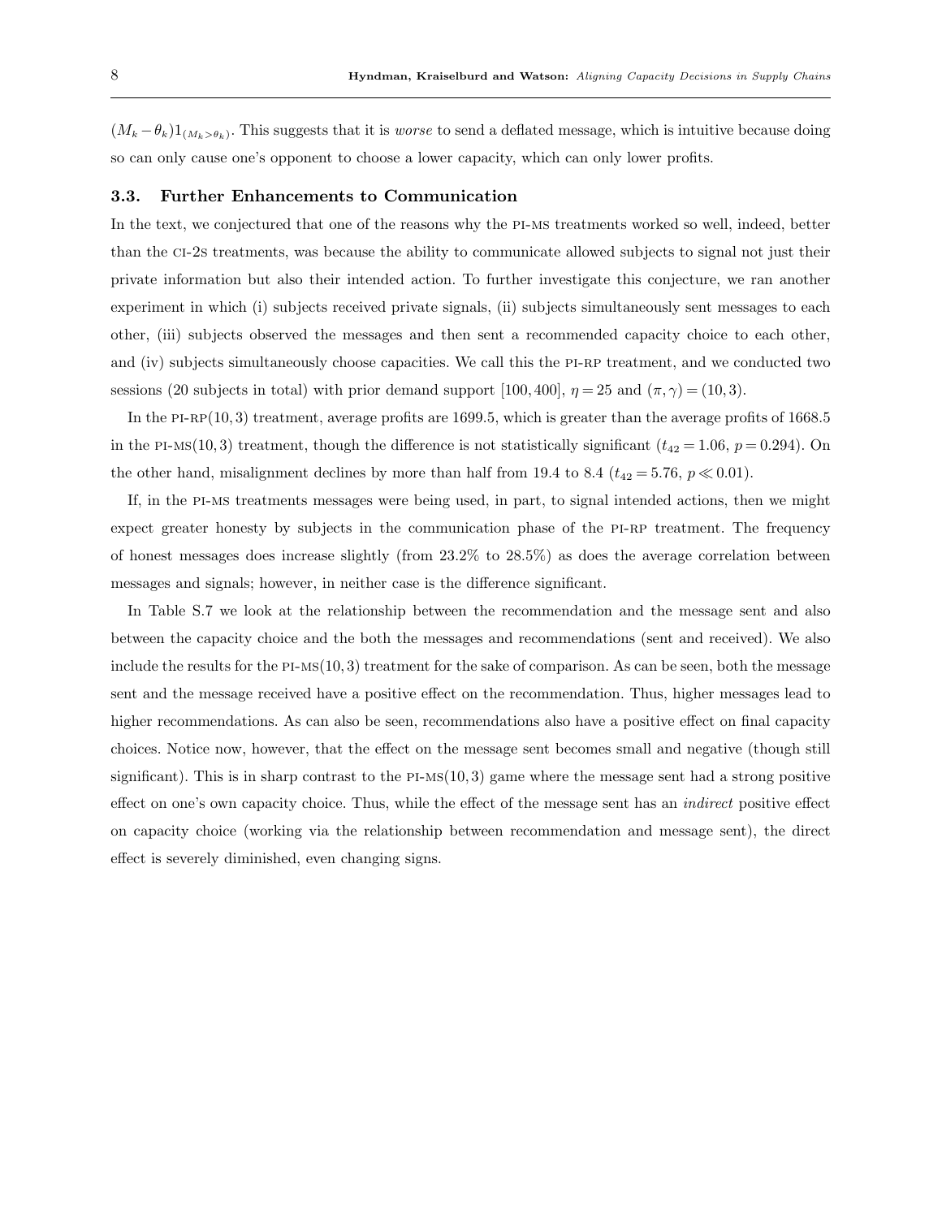$(M_k - \theta_k)1_{(M_k > \theta_k)}$. This suggests that it is *worse* to send a deflated message, which is intuitive because doing so can only cause one's opponent to choose a lower capacity, which can only lower profits.

### 3.3. Further Enhancements to Communication

In the text, we conjectured that one of the reasons why the PI-MS treatments worked so well, indeed, better than the CI-2S treatments, was because the ability to communicate allowed subjects to signal not just their private information but also their intended action. To further investigate this conjecture, we ran another experiment in which (i) subjects received private signals, (ii) subjects simultaneously sent messages to each other, (iii) subjects observed the messages and then sent a recommended capacity choice to each other, and (iv) subjects simultaneously choose capacities. We call this the PI-RP treatment, and we conducted two sessions (20 subjects in total) with prior demand support $[100, 400]$, $\eta = 25$ and $(\pi, \gamma) = (10, 3)$.

In the PI-RP(10, 3) treatment, average profits are 1699.5, which is greater than the average profits of 1668.5 in the PI-MS(10, 3) treatment, though the difference is not statistically significant ($t_{42} = 1.06$, $p = 0.294$). On the other hand, misalignment declines by more than half from 19.4 to 8.4 ($t_{42} = 5.76$, $p \ll 0.01$).

If, in the PI-MS treatments messages were being used, in part, to signal intended actions, then we might expect greater honesty by subjects in the communication phase of the PI-RP treatment. The frequency of honest messages does increase slightly (from 23.2% to 28.5%) as does the average correlation between messages and signals; however, in neither case is the difference significant.

In Table S.7 we look at the relationship between the recommendation and the message sent and also between the capacity choice and the both the messages and recommendations (sent and received). We also include the results for the PI-MS(10, 3) treatment for the sake of comparison. As can be seen, both the message sent and the message received have a positive effect on the recommendation. Thus, higher messages lead to higher recommendations. As can also be seen, recommendations also have a positive effect on final capacity choices. Notice now, however, that the effect on the message sent becomes small and negative (though still significant). This is in sharp contrast to the PI-MS(10, 3) game where the message sent had a strong positive effect on one's own capacity choice. Thus, while the effect of the message sent has an *indirect* positive effect on capacity choice (working via the relationship between recommendation and message sent), the direct effect is severely diminished, even changing signs.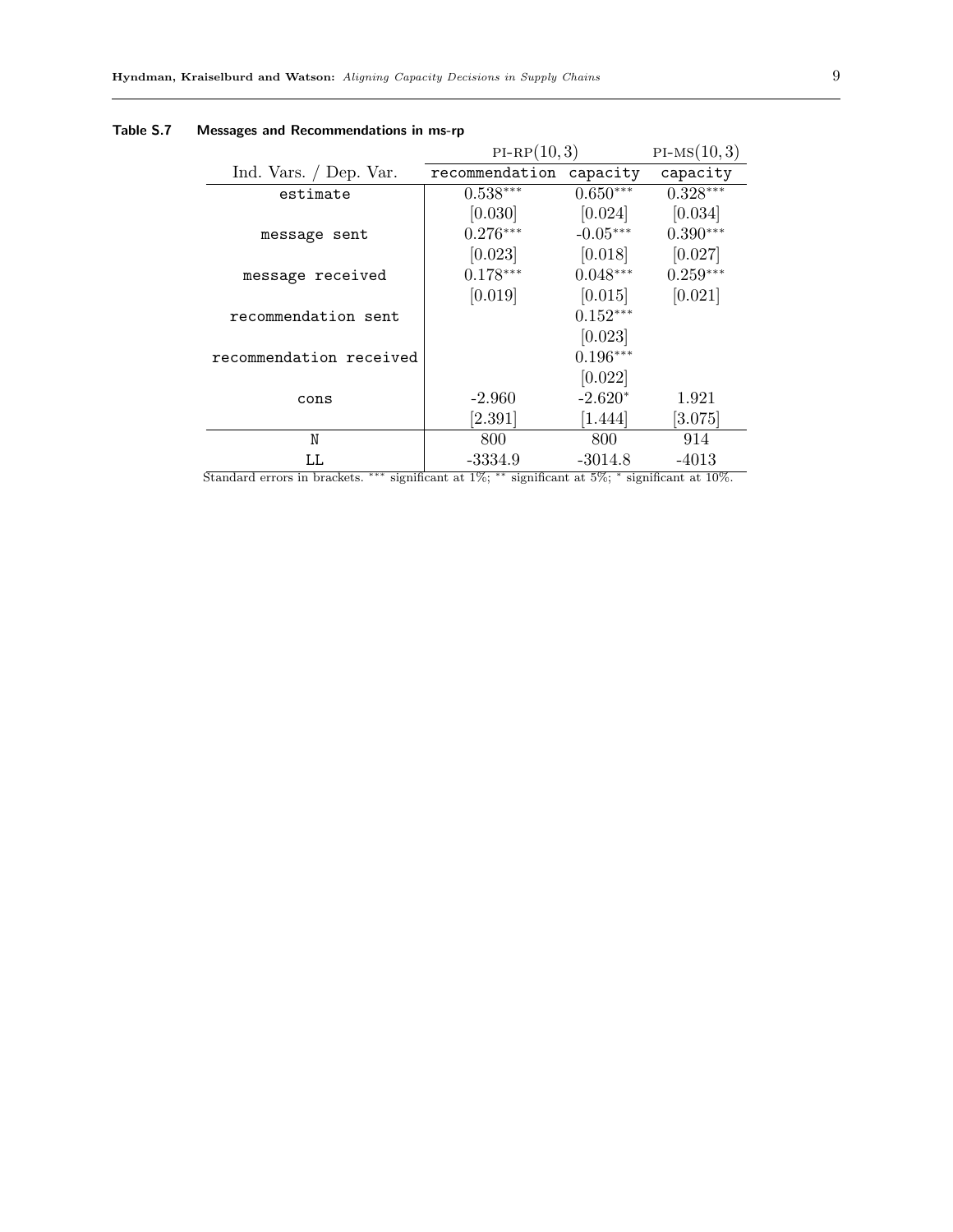**Table S.7 Messages and Recommendations in ms-rp**

| | PI-RP(10, 3) | | PI-MS(10, 3) |
|---|---|---|---|
| Ind. Vars. / Dep. Var. | recommendation | capacity | capacity |
| estimate | 0.538*** | 0.650*** | 0.328*** |
| | [0.030] | [0.024] | [0.034] |
| message sent | 0.276*** | -0.05*** | 0.390*** |
| | [0.023] | [0.018] | [0.027] |
| message received | 0.178*** | 0.048*** | 0.259*** |
| | [0.019] | [0.015] | [0.021] |
| recommendation sent | | 0.152*** | |
| | | [0.023] | |
| recommendation received | | 0.196*** | |
| | | [0.022] | |
| cons | -2.960 | -2.620* | 1.921 |
| | [2.391] | [1.444] | [3.075] |
| N | 800 | 800 | 914 |
| LL | -3334.9 | -3014.8 | -4013 |

Standard errors in brackets. *** significant at 1%; ** significant at 5%; * significant at 10%.